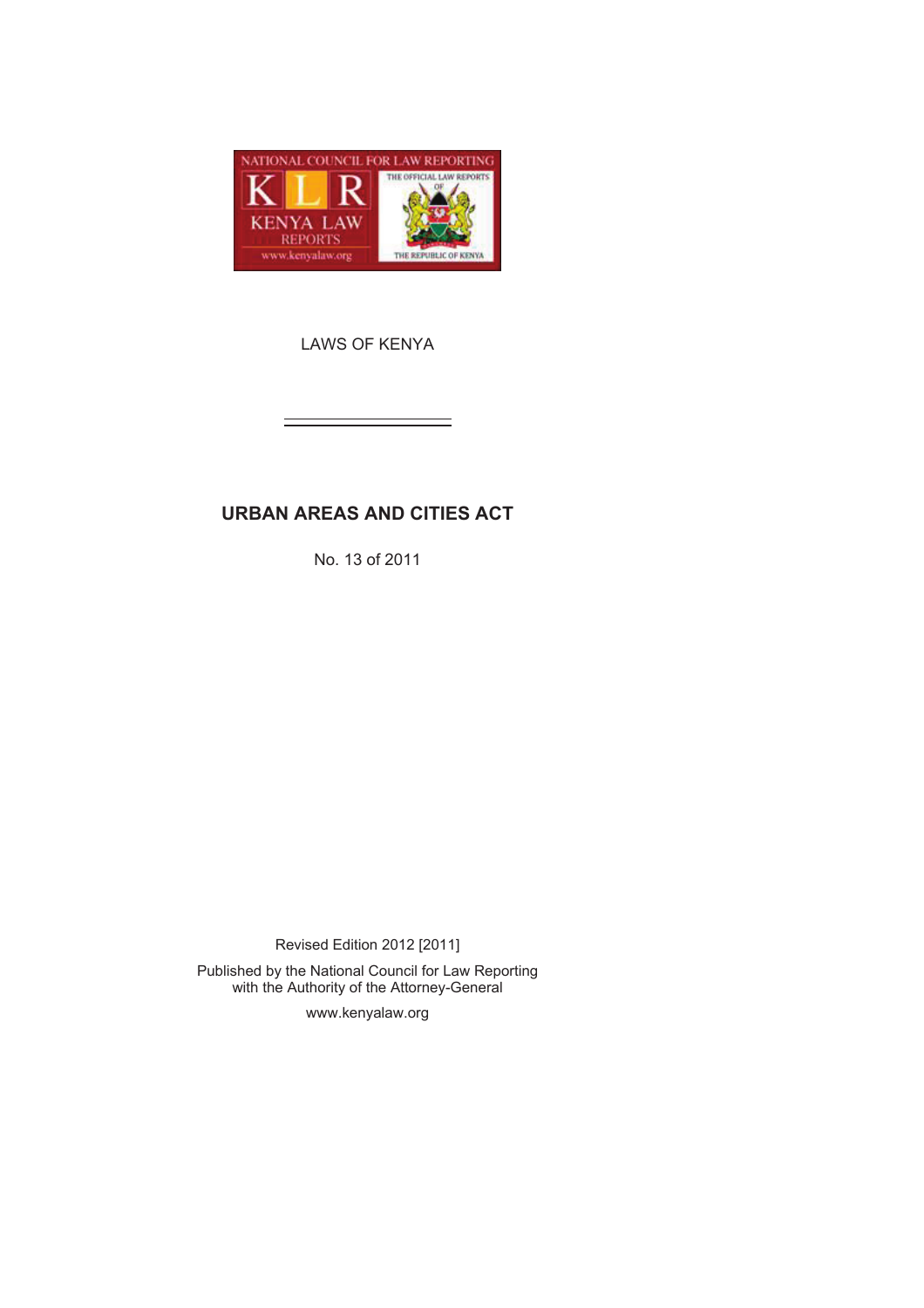LAWS OF KENYA

# URBAN AREAS AND CITIES ACT

No. 13 of 2011

Revised Edition 2012 [2011]

Published by the National Council for Law Reporting
with the Authority of the Attorney-General

www.kenyalaw.org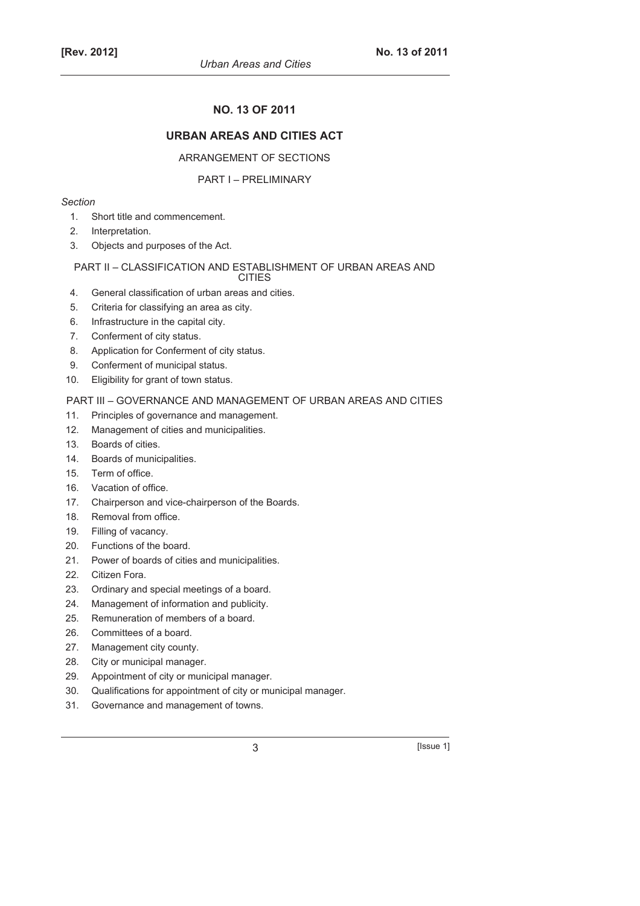# NO. 13 OF 2011

## URBAN AREAS AND CITIES ACT

ARRANGEMENT OF SECTIONS

### PART I – PRELIMINARY

*Section*

1. Short title and commencement.
2. Interpretation.
3. Objects and purposes of the Act.

### PART II – CLASSIFICATION AND ESTABLISHMENT OF URBAN AREAS AND CITIES

4. General classification of urban areas and cities.
5. Criteria for classifying an area as city.
6. Infrastructure in the capital city.
7. Conferment of city status.
8. Application for Conferment of city status.
9. Conferment of municipal status.
10. Eligibility for grant of town status.

### PART III – GOVERNANCE AND MANAGEMENT OF URBAN AREAS AND CITIES

11. Principles of governance and management.
12. Management of cities and municipalities.
13. Boards of cities.
14. Boards of municipalities.
15. Term of office.
16. Vacation of office.
17. Chairperson and vice-chairperson of the Boards.
18. Removal from office.
19. Filling of vacancy.
20. Functions of the board.
21. Power of boards of cities and municipalities.
22. Citizen Fora.
23. Ordinary and special meetings of a board.
24. Management of information and publicity.
25. Remuneration of members of a board.
26. Committees of a board.
27. Management city county.
28. City or municipal manager.
29. Appointment of city or municipal manager.
30. Qualifications for appointment of city or municipal manager.
31. Governance and management of towns.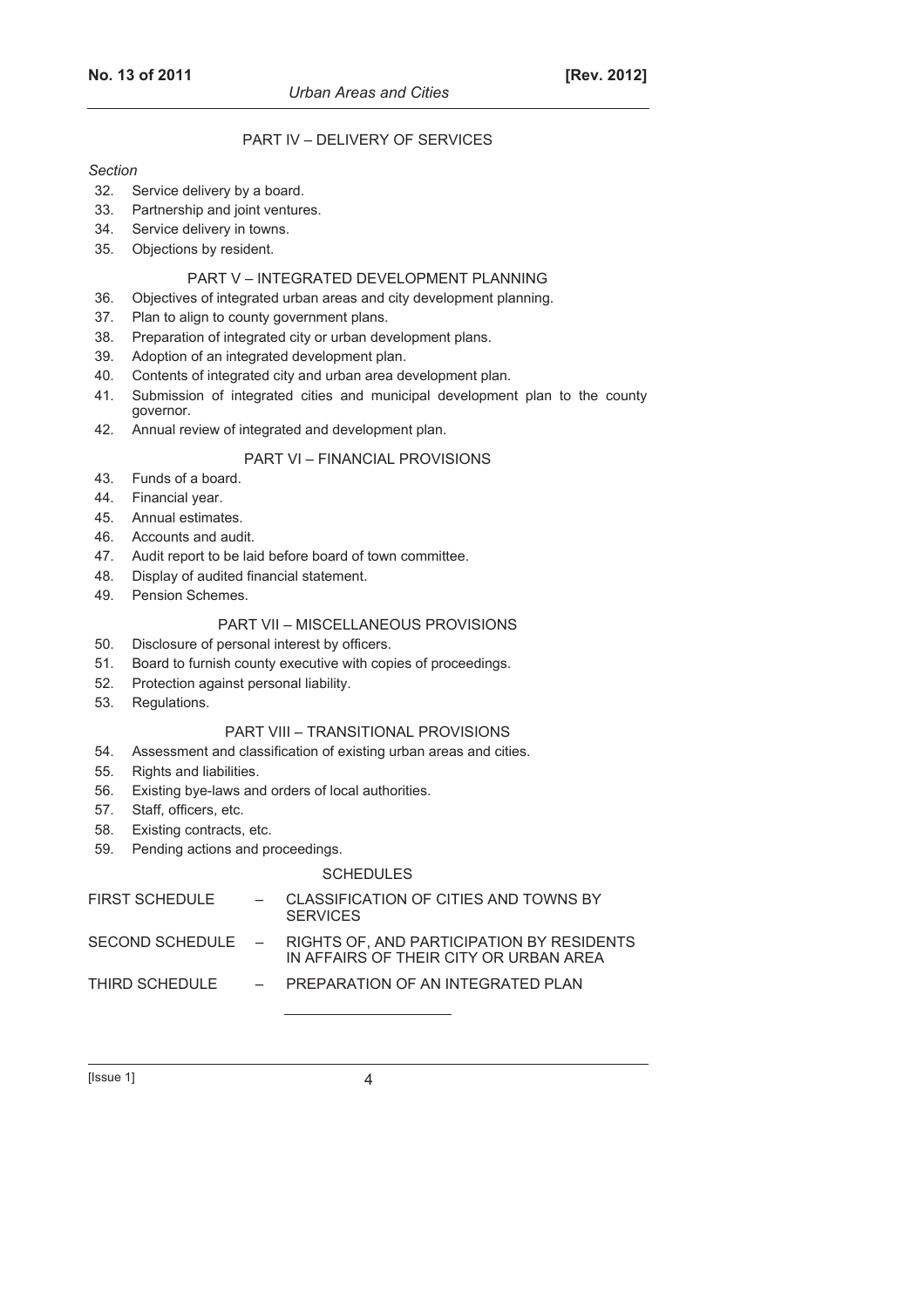PART IV – DELIVERY OF SERVICES

*Section*

32. Service delivery by a board.
33. Partnership and joint ventures.
34. Service delivery in towns.
35. Objections by resident.

PART V – INTEGRATED DEVELOPMENT PLANNING

36. Objectives of integrated urban areas and city development planning.
37. Plan to align to county government plans.
38. Preparation of integrated city or urban development plans.
39. Adoption of an integrated development plan.
40. Contents of integrated city and urban area development plan.
41. Submission of integrated cities and municipal development plan to the county governor.
42. Annual review of integrated and development plan.

PART VI – FINANCIAL PROVISIONS

43. Funds of a board.
44. Financial year.
45. Annual estimates.
46. Accounts and audit.
47. Audit report to be laid before board of town committee.
48. Display of audited financial statement.
49. Pension Schemes.

PART VII – MISCELLANEOUS PROVISIONS

50. Disclosure of personal interest by officers.
51. Board to furnish county executive with copies of proceedings.
52. Protection against personal liability.
53. Regulations.

PART VIII – TRANSITIONAL PROVISIONS

54. Assessment and classification of existing urban areas and cities.
55. Rights and liabilities.
56. Existing bye-laws and orders of local authorities.
57. Staff, officers, etc.
58. Existing contracts, etc.
59. Pending actions and proceedings.

SCHEDULES

FIRST SCHEDULE – CLASSIFICATION OF CITIES AND TOWNS BY SERVICES

SECOND SCHEDULE – RIGHTS OF, AND PARTICIPATION BY RESIDENTS IN AFFAIRS OF THEIR CITY OR URBAN AREA

THIRD SCHEDULE – PREPARATION OF AN INTEGRATED PLAN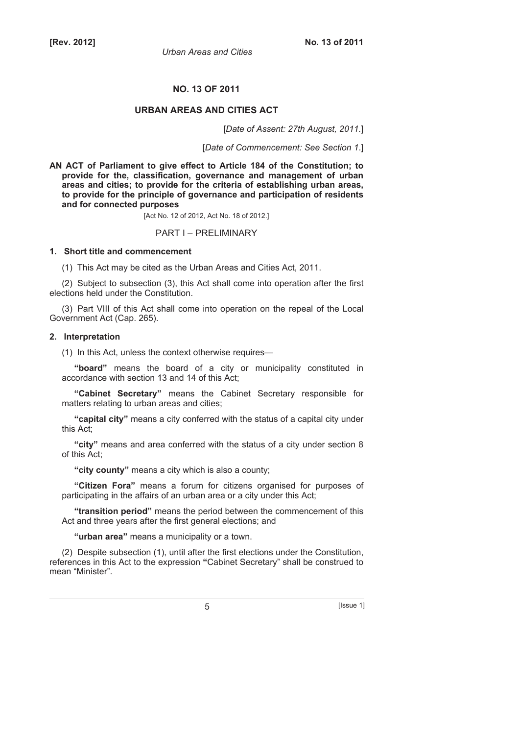# NO. 13 OF 2011

## URBAN AREAS AND CITIES ACT

[*Date of Assent: 27th August, 2011*.]

[*Date of Commencement: See Section 1*.]

**AN ACT of Parliament to give effect to Article 184 of the Constitution; to provide for the, classification, governance and management of urban areas and cities; to provide for the criteria of establishing urban areas, to provide for the principle of governance and participation of residents and for connected purposes**

[Act No. 12 of 2012, Act No. 18 of 2012.]

## PART I – PRELIMINARY

### 1. Short title and commencement

(1) This Act may be cited as the Urban Areas and Cities Act, 2011.

(2) Subject to subsection (3), this Act shall come into operation after the first elections held under the Constitution.

(3) Part VIII of this Act shall come into operation on the repeal of the Local Government Act (Cap. 265).

### 2. Interpretation

(1) In this Act, unless the context otherwise requires—

**"board"** means the board of a city or municipality constituted in accordance with section 13 and 14 of this Act;

**"Cabinet Secretary"** means the Cabinet Secretary responsible for matters relating to urban areas and cities;

**"capital city"** means a city conferred with the status of a capital city under this Act;

**"city"** means and area conferred with the status of a city under section 8 of this Act;

**"city county"** means a city which is also a county;

**"Citizen Fora"** means a forum for citizens organised for purposes of participating in the affairs of an urban area or a city under this Act;

**"transition period"** means the period between the commencement of this Act and three years after the first general elections; and

**"urban area"** means a municipality or a town.

(2) Despite subsection (1), until after the first elections under the Constitution, references in this Act to the expression **"**Cabinet Secretary" shall be construed to mean "Minister".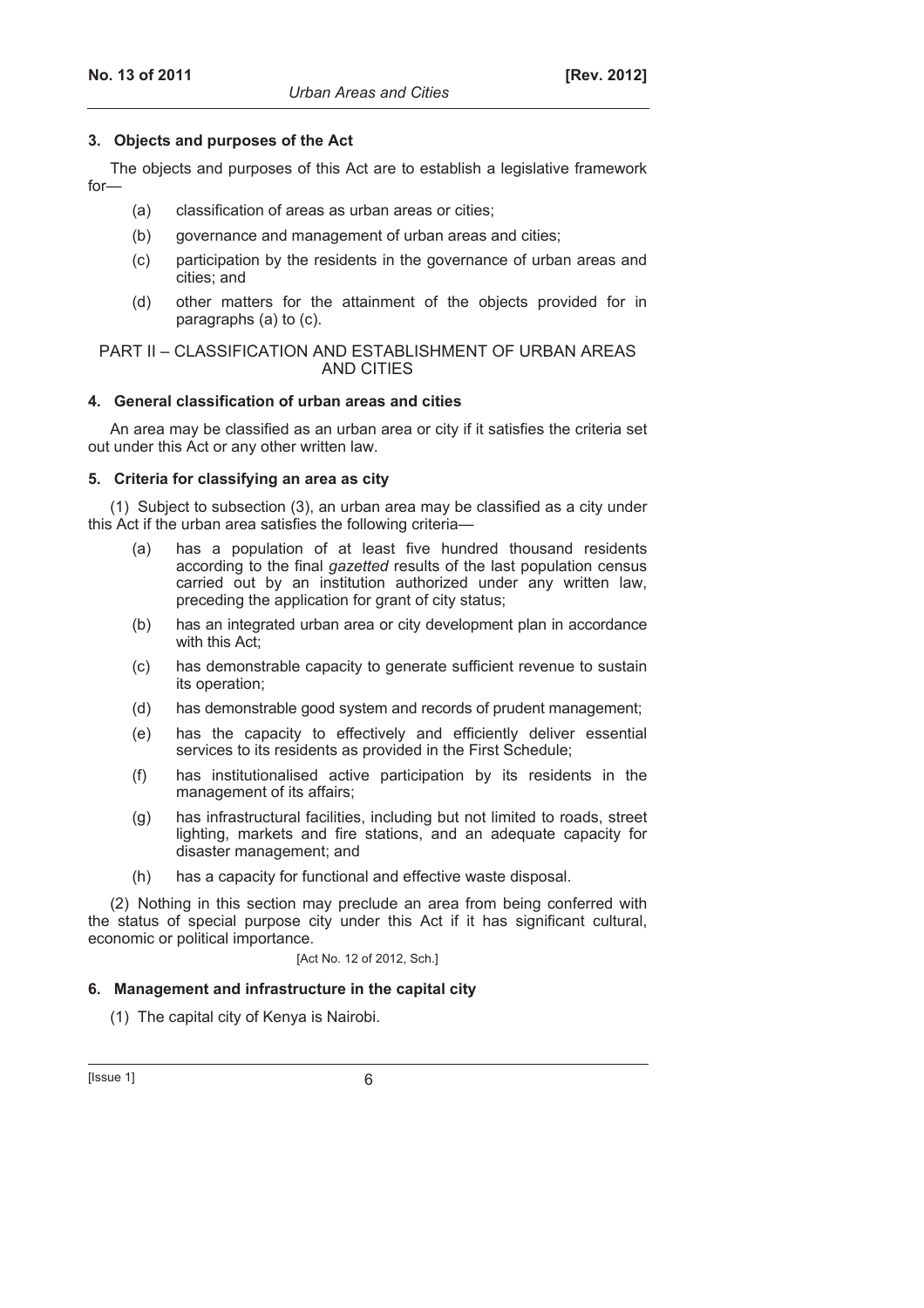### 3. Objects and purposes of the Act

The objects and purposes of this Act are to establish a legislative framework for—

(a) classification of areas as urban areas or cities;

(b) governance and management of urban areas and cities;

(c) participation by the residents in the governance of urban areas and cities; and

(d) other matters for the attainment of the objects provided for in paragraphs (a) to (c).

## PART II – CLASSIFICATION AND ESTABLISHMENT OF URBAN AREAS AND CITIES

### 4. General classification of urban areas and cities

An area may be classified as an urban area or city if it satisfies the criteria set out under this Act or any other written law.

### 5. Criteria for classifying an area as city

(1) Subject to subsection (3), an urban area may be classified as a city under this Act if the urban area satisfies the following criteria—

(a) has a population of at least five hundred thousand residents according to the final *gazetted* results of the last population census carried out by an institution authorized under any written law, preceding the application for grant of city status;

(b) has an integrated urban area or city development plan in accordance with this Act;

(c) has demonstrable capacity to generate sufficient revenue to sustain its operation;

(d) has demonstrable good system and records of prudent management;

(e) has the capacity to effectively and efficiently deliver essential services to its residents as provided in the First Schedule;

(f) has institutionalised active participation by its residents in the management of its affairs;

(g) has infrastructural facilities, including but not limited to roads, street lighting, markets and fire stations, and an adequate capacity for disaster management; and

(h) has a capacity for functional and effective waste disposal.

(2) Nothing in this section may preclude an area from being conferred with the status of special purpose city under this Act if it has significant cultural, economic or political importance.

[Act No. 12 of 2012, Sch.]

### 6. Management and infrastructure in the capital city

(1) The capital city of Kenya is Nairobi.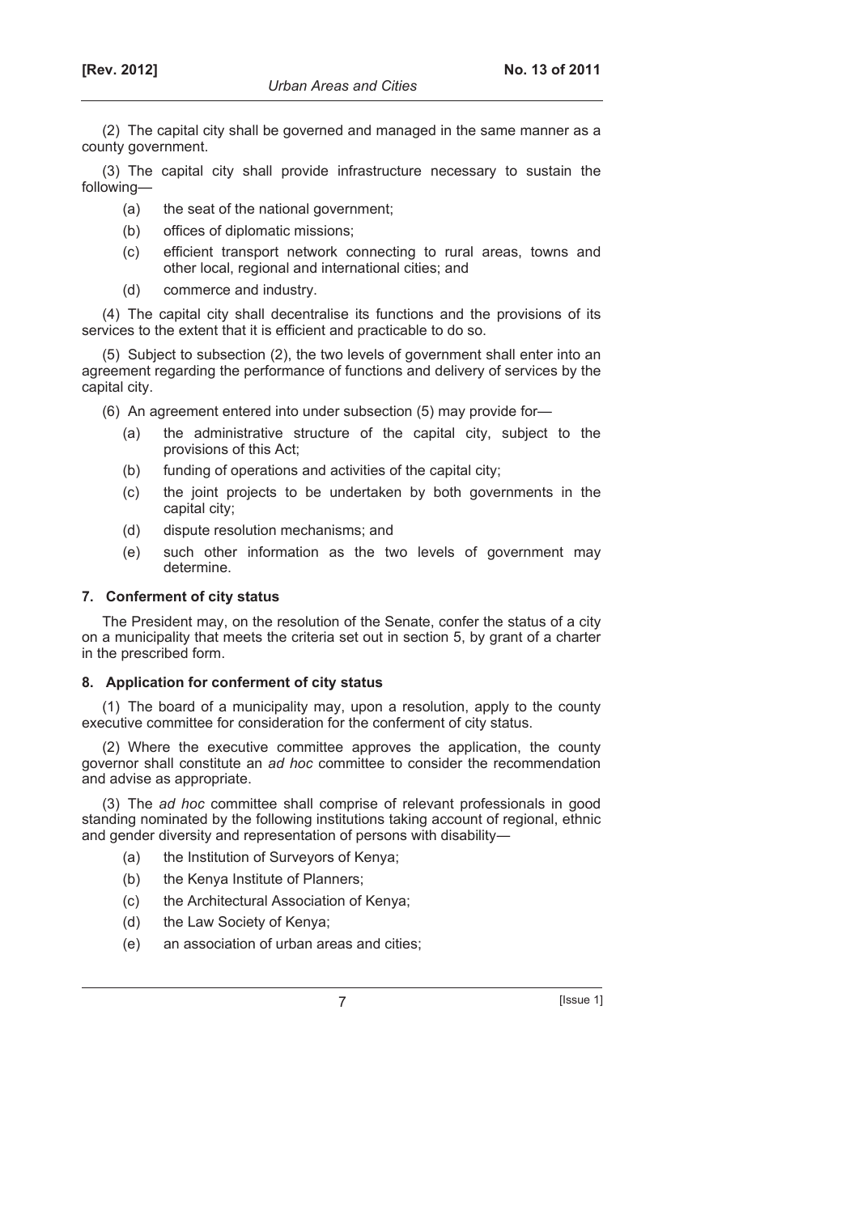(2) The capital city shall be governed and managed in the same manner as a county government.

(3) The capital city shall provide infrastructure necessary to sustain the following—

- (a) the seat of the national government;
- (b) offices of diplomatic missions;
- (c) efficient transport network connecting to rural areas, towns and other local, regional and international cities; and
- (d) commerce and industry.

(4) The capital city shall decentralise its functions and the provisions of its services to the extent that it is efficient and practicable to do so.

(5) Subject to subsection (2), the two levels of government shall enter into an agreement regarding the performance of functions and delivery of services by the capital city.

(6) An agreement entered into under subsection (5) may provide for—

- (a) the administrative structure of the capital city, subject to the provisions of this Act;
- (b) funding of operations and activities of the capital city;
- (c) the joint projects to be undertaken by both governments in the capital city;
- (d) dispute resolution mechanisms; and
- (e) such other information as the two levels of government may determine.

### 7. Conferment of city status

The President may, on the resolution of the Senate, confer the status of a city on a municipality that meets the criteria set out in section 5, by grant of a charter in the prescribed form.

### 8. Application for conferment of city status

(1) The board of a municipality may, upon a resolution, apply to the county executive committee for consideration for the conferment of city status.

(2) Where the executive committee approves the application, the county governor shall constitute an *ad hoc* committee to consider the recommendation and advise as appropriate.

(3) The *ad hoc* committee shall comprise of relevant professionals in good standing nominated by the following institutions taking account of regional, ethnic and gender diversity and representation of persons with disability—

- (a) the Institution of Surveyors of Kenya;
- (b) the Kenya Institute of Planners;
- (c) the Architectural Association of Kenya;
- (d) the Law Society of Kenya;
- (e) an association of urban areas and cities;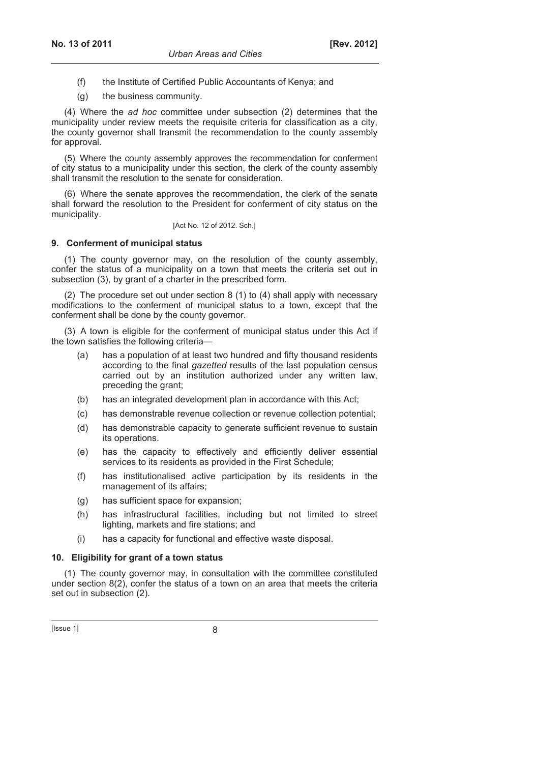(f) the Institute of Certified Public Accountants of Kenya; and

(g) the business community.

(4) Where the *ad hoc* committee under subsection (2) determines that the municipality under review meets the requisite criteria for classification as a city, the county governor shall transmit the recommendation to the county assembly for approval.

(5) Where the county assembly approves the recommendation for conferment of city status to a municipality under this section, the clerk of the county assembly shall transmit the resolution to the senate for consideration.

(6) Where the senate approves the recommendation, the clerk of the senate shall forward the resolution to the President for conferment of city status on the municipality.

[Act No. 12 of 2012. Sch.]

**9. Conferment of municipal status**

(1) The county governor may, on the resolution of the county assembly, confer the status of a municipality on a town that meets the criteria set out in subsection (3), by grant of a charter in the prescribed form.

(2) The procedure set out under section 8 (1) to (4) shall apply with necessary modifications to the conferment of municipal status to a town, except that the conferment shall be done by the county governor.

(3) A town is eligible for the conferment of municipal status under this Act if the town satisfies the following criteria—

(a) has a population of at least two hundred and fifty thousand residents according to the final *gazetted* results of the last population census carried out by an institution authorized under any written law, preceding the grant;

(b) has an integrated development plan in accordance with this Act;

(c) has demonstrable revenue collection or revenue collection potential;

(d) has demonstrable capacity to generate sufficient revenue to sustain its operations.

(e) has the capacity to effectively and efficiently deliver essential services to its residents as provided in the First Schedule;

(f) has institutionalised active participation by its residents in the management of its affairs;

(g) has sufficient space for expansion;

(h) has infrastructural facilities, including but not limited to street lighting, markets and fire stations; and

(i) has a capacity for functional and effective waste disposal.

**10. Eligibility for grant of a town status**

(1) The county governor may, in consultation with the committee constituted under section 8(2), confer the status of a town on an area that meets the criteria set out in subsection (2).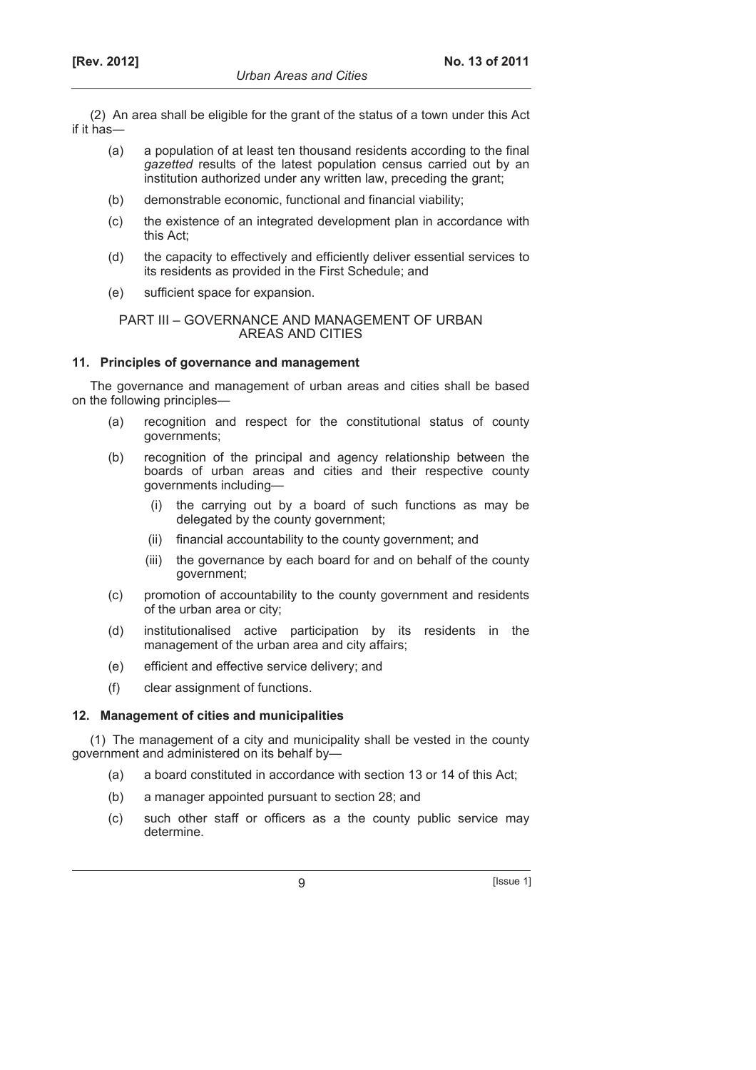(2) An area shall be eligible for the grant of the status of a town under this Act if it has—

(a) a population of at least ten thousand residents according to the final *gazetted* results of the latest population census carried out by an institution authorized under any written law, preceding the grant;

(b) demonstrable economic, functional and financial viability;

(c) the existence of an integrated development plan in accordance with this Act;

(d) the capacity to effectively and efficiently deliver essential services to its residents as provided in the First Schedule; and

(e) sufficient space for expansion.

## PART III – GOVERNANCE AND MANAGEMENT OF URBAN AREAS AND CITIES

### 11. Principles of governance and management

The governance and management of urban areas and cities shall be based on the following principles—

(a) recognition and respect for the constitutional status of county governments;

(b) recognition of the principal and agency relationship between the boards of urban areas and cities and their respective county governments including—

(i) the carrying out by a board of such functions as may be delegated by the county government;

(ii) financial accountability to the county government; and

(iii) the governance by each board for and on behalf of the county government;

(c) promotion of accountability to the county government and residents of the urban area or city;

(d) institutionalised active participation by its residents in the management of the urban area and city affairs;

(e) efficient and effective service delivery; and

(f) clear assignment of functions.

### 12. Management of cities and municipalities

(1) The management of a city and municipality shall be vested in the county government and administered on its behalf by—

(a) a board constituted in accordance with section 13 or 14 of this Act;

(b) a manager appointed pursuant to section 28; and

(c) such other staff or officers as a the county public service may determine.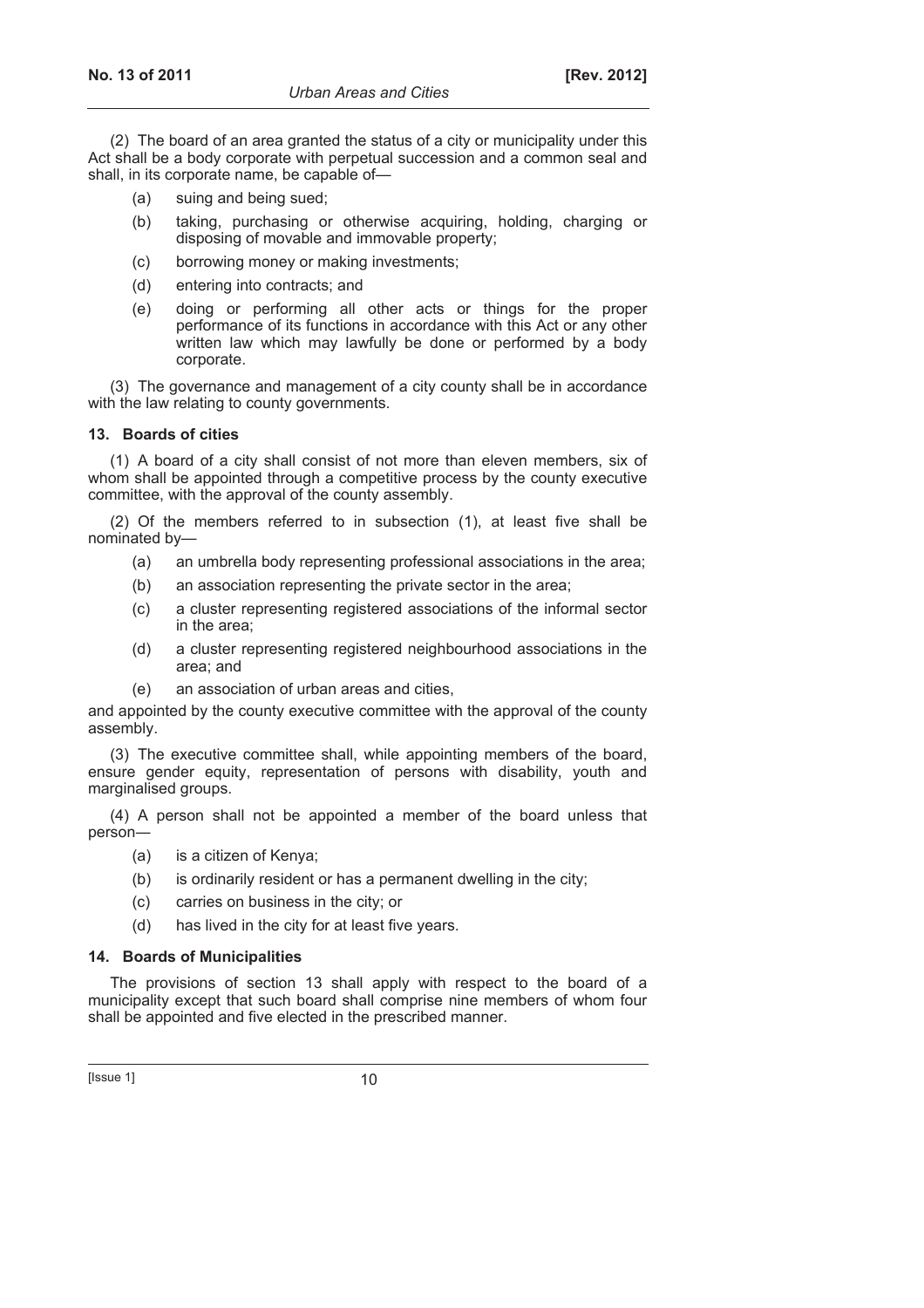(2) The board of an area granted the status of a city or municipality under this Act shall be a body corporate with perpetual succession and a common seal and shall, in its corporate name, be capable of—

- (a) suing and being sued;
- (b) taking, purchasing or otherwise acquiring, holding, charging or disposing of movable and immovable property;
- (c) borrowing money or making investments;
- (d) entering into contracts; and
- (e) doing or performing all other acts or things for the proper performance of its functions in accordance with this Act or any other written law which may lawfully be done or performed by a body corporate.

(3) The governance and management of a city county shall be in accordance with the law relating to county governments.

### 13. Boards of cities

(1) A board of a city shall consist of not more than eleven members, six of whom shall be appointed through a competitive process by the county executive committee, with the approval of the county assembly.

(2) Of the members referred to in subsection (1), at least five shall be nominated by—

- (a) an umbrella body representing professional associations in the area;
- (b) an association representing the private sector in the area;
- (c) a cluster representing registered associations of the informal sector in the area;
- (d) a cluster representing registered neighbourhood associations in the area; and
- (e) an association of urban areas and cities,

and appointed by the county executive committee with the approval of the county assembly.

(3) The executive committee shall, while appointing members of the board, ensure gender equity, representation of persons with disability, youth and marginalised groups.

(4) A person shall not be appointed a member of the board unless that person—

- (a) is a citizen of Kenya;
- (b) is ordinarily resident or has a permanent dwelling in the city;
- (c) carries on business in the city; or
- (d) has lived in the city for at least five years.

### 14. Boards of Municipalities

The provisions of section 13 shall apply with respect to the board of a municipality except that such board shall comprise nine members of whom four shall be appointed and five elected in the prescribed manner.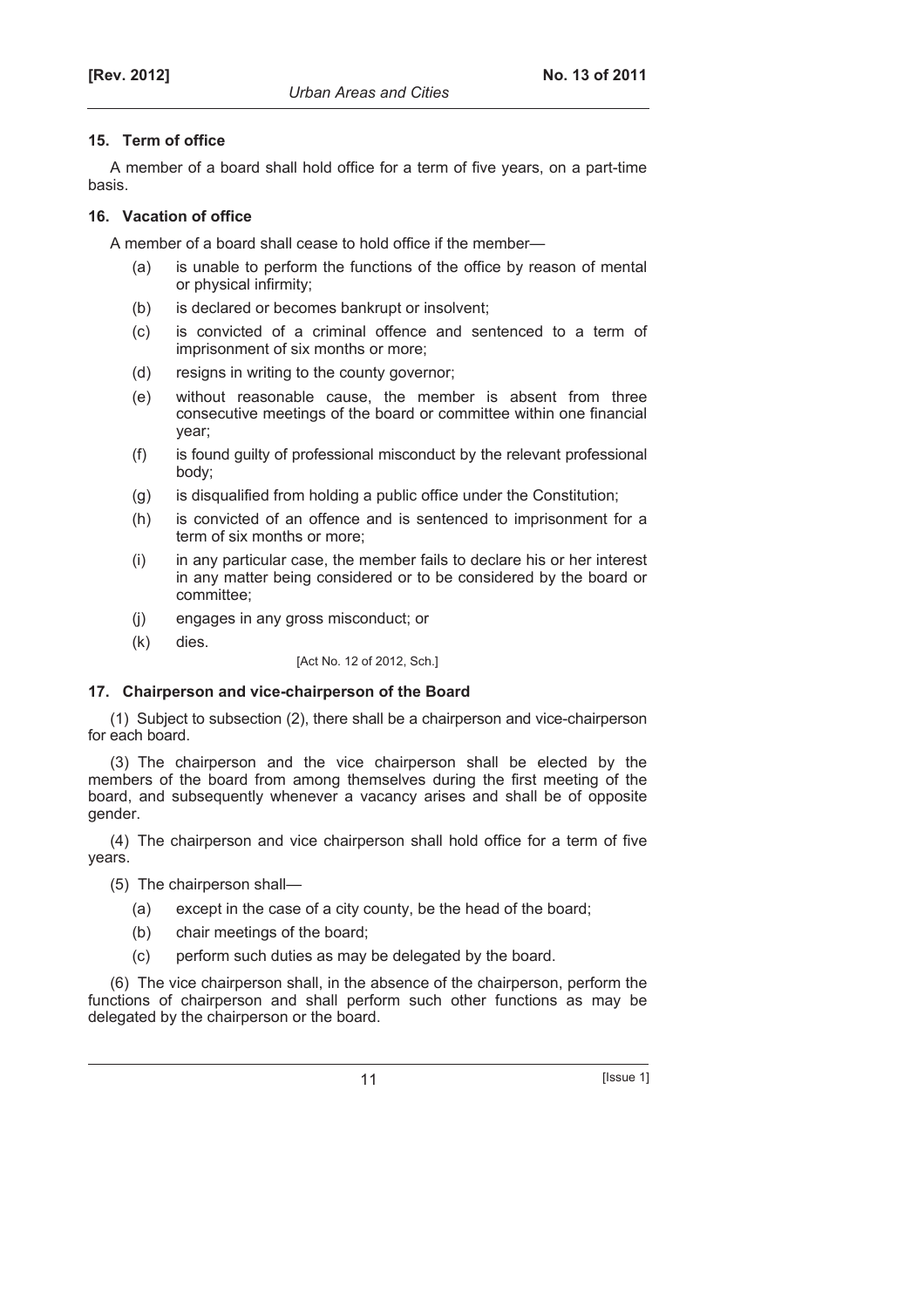### 15. Term of office

A member of a board shall hold office for a term of five years, on a part-time basis.

### 16. Vacation of office

A member of a board shall cease to hold office if the member—

- (a) is unable to perform the functions of the office by reason of mental or physical infirmity;
- (b) is declared or becomes bankrupt or insolvent;
- (c) is convicted of a criminal offence and sentenced to a term of imprisonment of six months or more;
- (d) resigns in writing to the county governor;
- (e) without reasonable cause, the member is absent from three consecutive meetings of the board or committee within one financial year;
- (f) is found guilty of professional misconduct by the relevant professional body;
- (g) is disqualified from holding a public office under the Constitution;
- (h) is convicted of an offence and is sentenced to imprisonment for a term of six months or more;
- (i) in any particular case, the member fails to declare his or her interest in any matter being considered or to be considered by the board or committee;
- (j) engages in any gross misconduct; or
- (k) dies.

[Act No. 12 of 2012, Sch.]

### 17. Chairperson and vice-chairperson of the Board

(1) Subject to subsection (2), there shall be a chairperson and vice-chairperson for each board.

(3) The chairperson and the vice chairperson shall be elected by the members of the board from among themselves during the first meeting of the board, and subsequently whenever a vacancy arises and shall be of opposite gender.

(4) The chairperson and vice chairperson shall hold office for a term of five years.

(5) The chairperson shall—

- (a) except in the case of a city county, be the head of the board;
- (b) chair meetings of the board;
- (c) perform such duties as may be delegated by the board.

(6) The vice chairperson shall, in the absence of the chairperson, perform the functions of chairperson and shall perform such other functions as may be delegated by the chairperson or the board.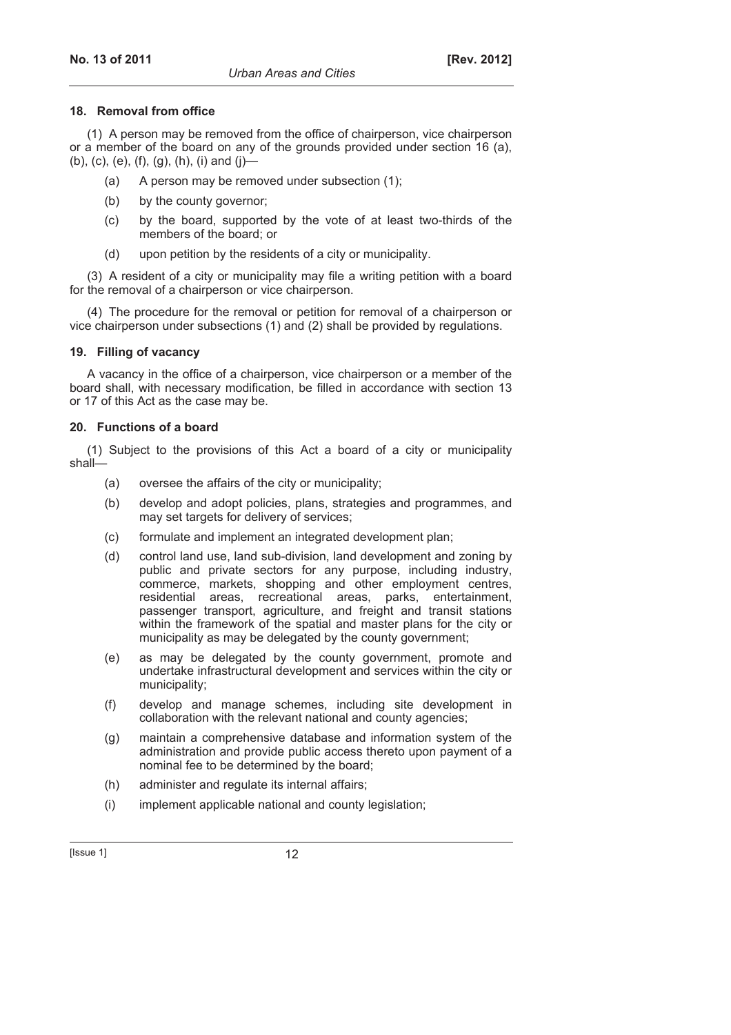### 18. Removal from office

(1) A person may be removed from the office of chairperson, vice chairperson or a member of the board on any of the grounds provided under section 16 (a), (b), (c), (e), (f), (g), (h), (i) and (j)—

- (a) A person may be removed under subsection (1);
- (b) by the county governor;
- (c) by the board, supported by the vote of at least two-thirds of the members of the board; or
- (d) upon petition by the residents of a city or municipality.

(3) A resident of a city or municipality may file a writing petition with a board for the removal of a chairperson or vice chairperson.

(4) The procedure for the removal or petition for removal of a chairperson or vice chairperson under subsections (1) and (2) shall be provided by regulations.

### 19. Filling of vacancy

A vacancy in the office of a chairperson, vice chairperson or a member of the board shall, with necessary modification, be filled in accordance with section 13 or 17 of this Act as the case may be.

### 20. Functions of a board

(1) Subject to the provisions of this Act a board of a city or municipality shall—

- (a) oversee the affairs of the city or municipality;
- (b) develop and adopt policies, plans, strategies and programmes, and may set targets for delivery of services;
- (c) formulate and implement an integrated development plan;
- (d) control land use, land sub-division, land development and zoning by public and private sectors for any purpose, including industry, commerce, markets, shopping and other employment centres, residential areas, recreational areas, parks, entertainment, passenger transport, agriculture, and freight and transit stations within the framework of the spatial and master plans for the city or municipality as may be delegated by the county government;
- (e) as may be delegated by the county government, promote and undertake infrastructural development and services within the city or municipality;
- (f) develop and manage schemes, including site development in collaboration with the relevant national and county agencies;
- (g) maintain a comprehensive database and information system of the administration and provide public access thereto upon payment of a nominal fee to be determined by the board;
- (h) administer and regulate its internal affairs;
- (i) implement applicable national and county legislation;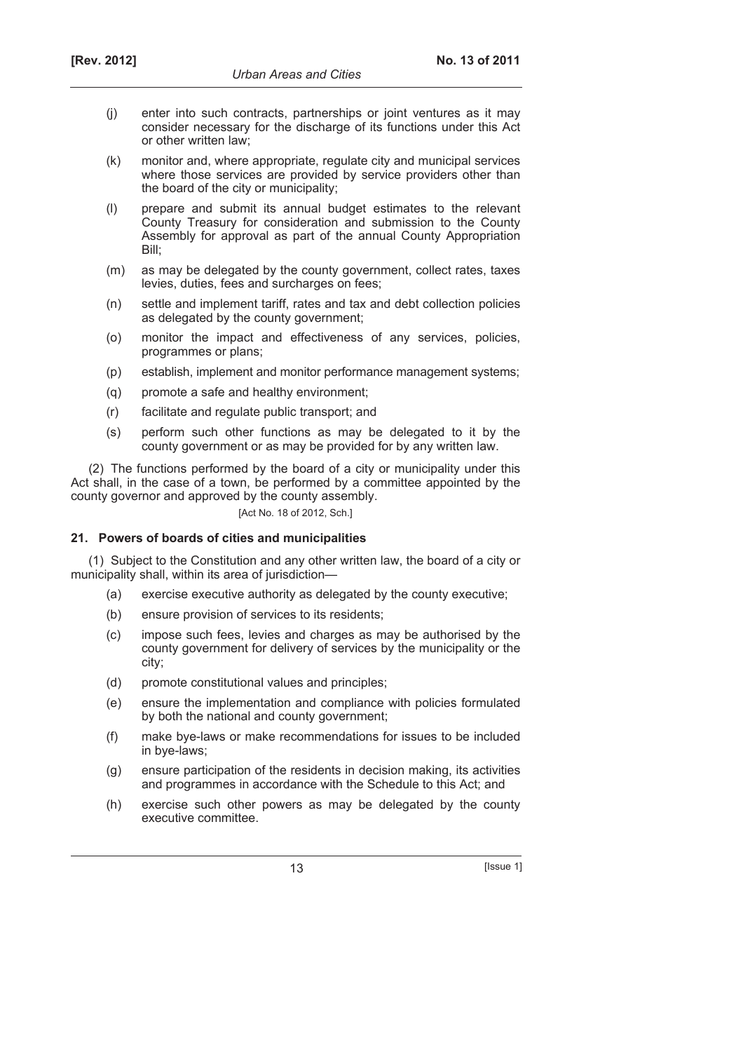(j) enter into such contracts, partnerships or joint ventures as it may consider necessary for the discharge of its functions under this Act or other written law;

(k) monitor and, where appropriate, regulate city and municipal services where those services are provided by service providers other than the board of the city or municipality;

(l) prepare and submit its annual budget estimates to the relevant County Treasury for consideration and submission to the County Assembly for approval as part of the annual County Appropriation Bill;

(m) as may be delegated by the county government, collect rates, taxes levies, duties, fees and surcharges on fees;

(n) settle and implement tariff, rates and tax and debt collection policies as delegated by the county government;

(o) monitor the impact and effectiveness of any services, policies, programmes or plans;

(p) establish, implement and monitor performance management systems;

(q) promote a safe and healthy environment;

(r) facilitate and regulate public transport; and

(s) perform such other functions as may be delegated to it by the county government or as may be provided for by any written law.

(2) The functions performed by the board of a city or municipality under this Act shall, in the case of a town, be performed by a committee appointed by the county governor and approved by the county assembly.

[Act No. 18 of 2012, Sch.]

### 21. Powers of boards of cities and municipalities

(1) Subject to the Constitution and any other written law, the board of a city or municipality shall, within its area of jurisdiction—

(a) exercise executive authority as delegated by the county executive;

(b) ensure provision of services to its residents;

(c) impose such fees, levies and charges as may be authorised by the county government for delivery of services by the municipality or the city;

(d) promote constitutional values and principles;

(e) ensure the implementation and compliance with policies formulated by both the national and county government;

(f) make bye-laws or make recommendations for issues to be included in bye-laws;

(g) ensure participation of the residents in decision making, its activities and programmes in accordance with the Schedule to this Act; and

(h) exercise such other powers as may be delegated by the county executive committee.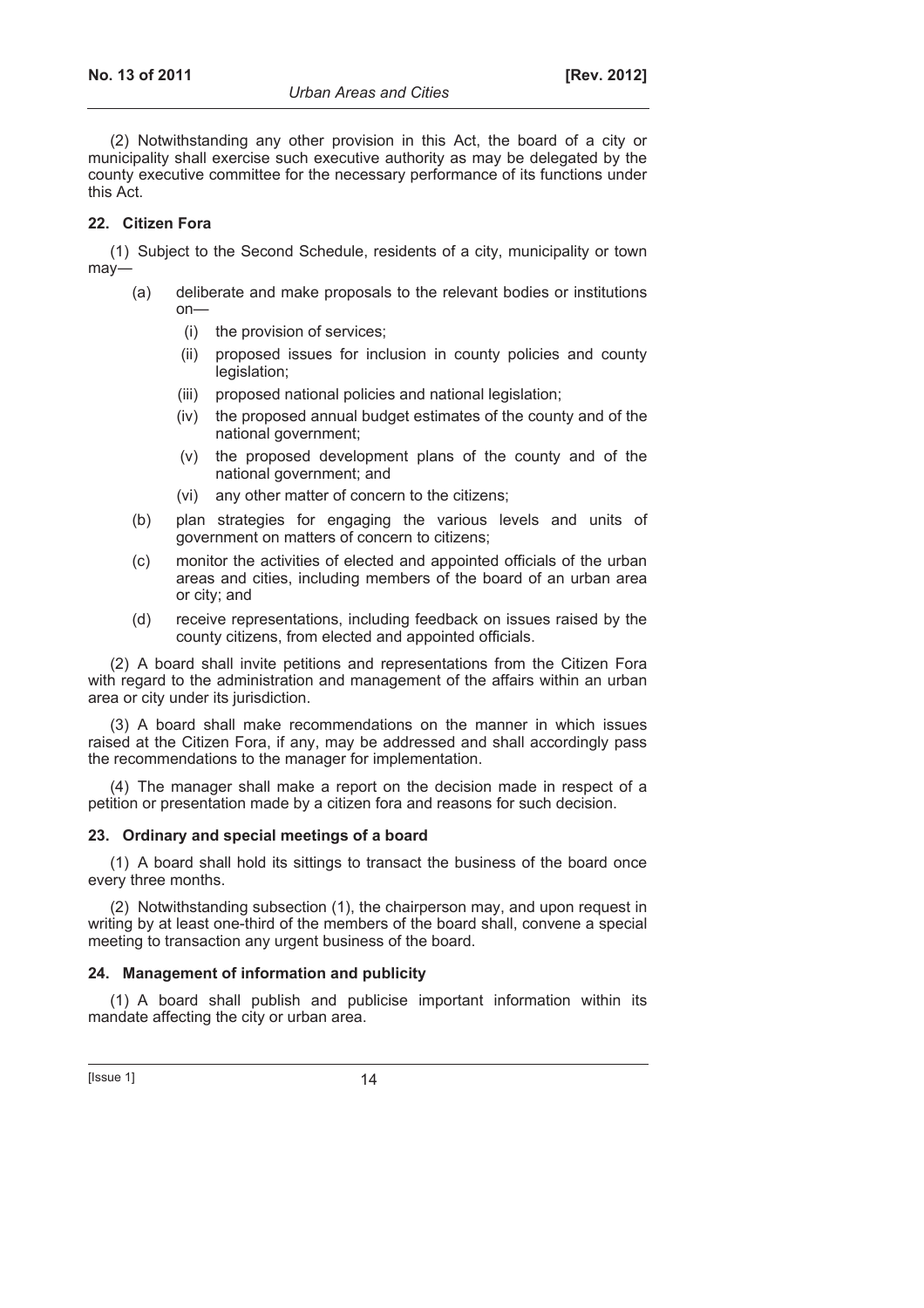(2) Notwithstanding any other provision in this Act, the board of a city or municipality shall exercise such executive authority as may be delegated by the county executive committee for the necessary performance of its functions under this Act.

**22. Citizen Fora**

(1) Subject to the Second Schedule, residents of a city, municipality or town may—

- (a) deliberate and make proposals to the relevant bodies or institutions on—
  - (i) the provision of services;
  - (ii) proposed issues for inclusion in county policies and county legislation;
  - (iii) proposed national policies and national legislation;
  - (iv) the proposed annual budget estimates of the county and of the national government;
  - (v) the proposed development plans of the county and of the national government; and
  - (vi) any other matter of concern to the citizens;
- (b) plan strategies for engaging the various levels and units of government on matters of concern to citizens;
- (c) monitor the activities of elected and appointed officials of the urban areas and cities, including members of the board of an urban area or city; and
- (d) receive representations, including feedback on issues raised by the county citizens, from elected and appointed officials.

(2) A board shall invite petitions and representations from the Citizen Fora with regard to the administration and management of the affairs within an urban area or city under its jurisdiction.

(3) A board shall make recommendations on the manner in which issues raised at the Citizen Fora, if any, may be addressed and shall accordingly pass the recommendations to the manager for implementation.

(4) The manager shall make a report on the decision made in respect of a petition or presentation made by a citizen fora and reasons for such decision.

**23. Ordinary and special meetings of a board**

(1) A board shall hold its sittings to transact the business of the board once every three months.

(2) Notwithstanding subsection (1), the chairperson may, and upon request in writing by at least one-third of the members of the board shall, convene a special meeting to transaction any urgent business of the board.

**24. Management of information and publicity**

(1) A board shall publish and publicise important information within its mandate affecting the city or urban area.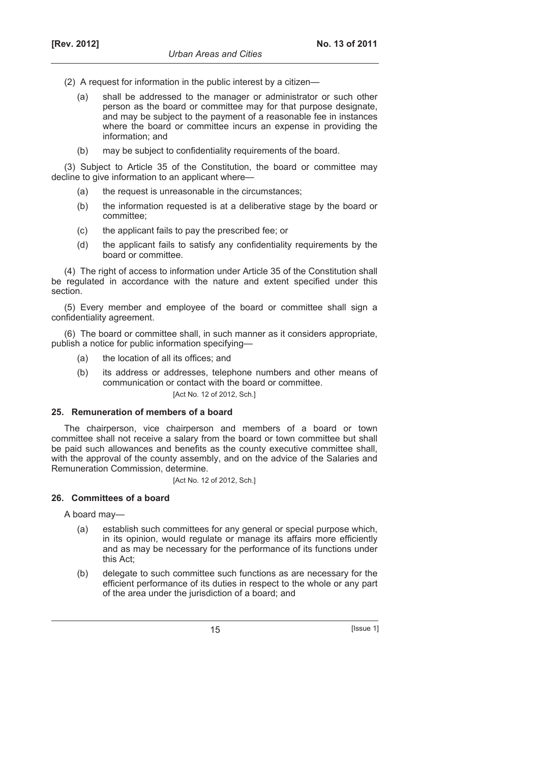(2) A request for information in the public interest by a citizen—

(a) shall be addressed to the manager or administrator or such other person as the board or committee may for that purpose designate, and may be subject to the payment of a reasonable fee in instances where the board or committee incurs an expense in providing the information; and

(b) may be subject to confidentiality requirements of the board.

(3) Subject to Article 35 of the Constitution, the board or committee may decline to give information to an applicant where—

(a) the request is unreasonable in the circumstances;

(b) the information requested is at a deliberative stage by the board or committee;

(c) the applicant fails to pay the prescribed fee; or

(d) the applicant fails to satisfy any confidentiality requirements by the board or committee.

(4) The right of access to information under Article 35 of the Constitution shall be regulated in accordance with the nature and extent specified under this section.

(5) Every member and employee of the board or committee shall sign a confidentiality agreement.

(6) The board or committee shall, in such manner as it considers appropriate, publish a notice for public information specifying—

(a) the location of all its offices; and

(b) its address or addresses, telephone numbers and other means of communication or contact with the board or committee.

[Act No. 12 of 2012, Sch.]

### 25. Remuneration of members of a board

The chairperson, vice chairperson and members of a board or town committee shall not receive a salary from the board or town committee but shall be paid such allowances and benefits as the county executive committee shall, with the approval of the county assembly, and on the advice of the Salaries and Remuneration Commission, determine.

[Act No. 12 of 2012, Sch.]

### 26. Committees of a board

A board may—

(a) establish such committees for any general or special purpose which, in its opinion, would regulate or manage its affairs more efficiently and as may be necessary for the performance of its functions under this Act;

(b) delegate to such committee such functions as are necessary for the efficient performance of its duties in respect to the whole or any part of the area under the jurisdiction of a board; and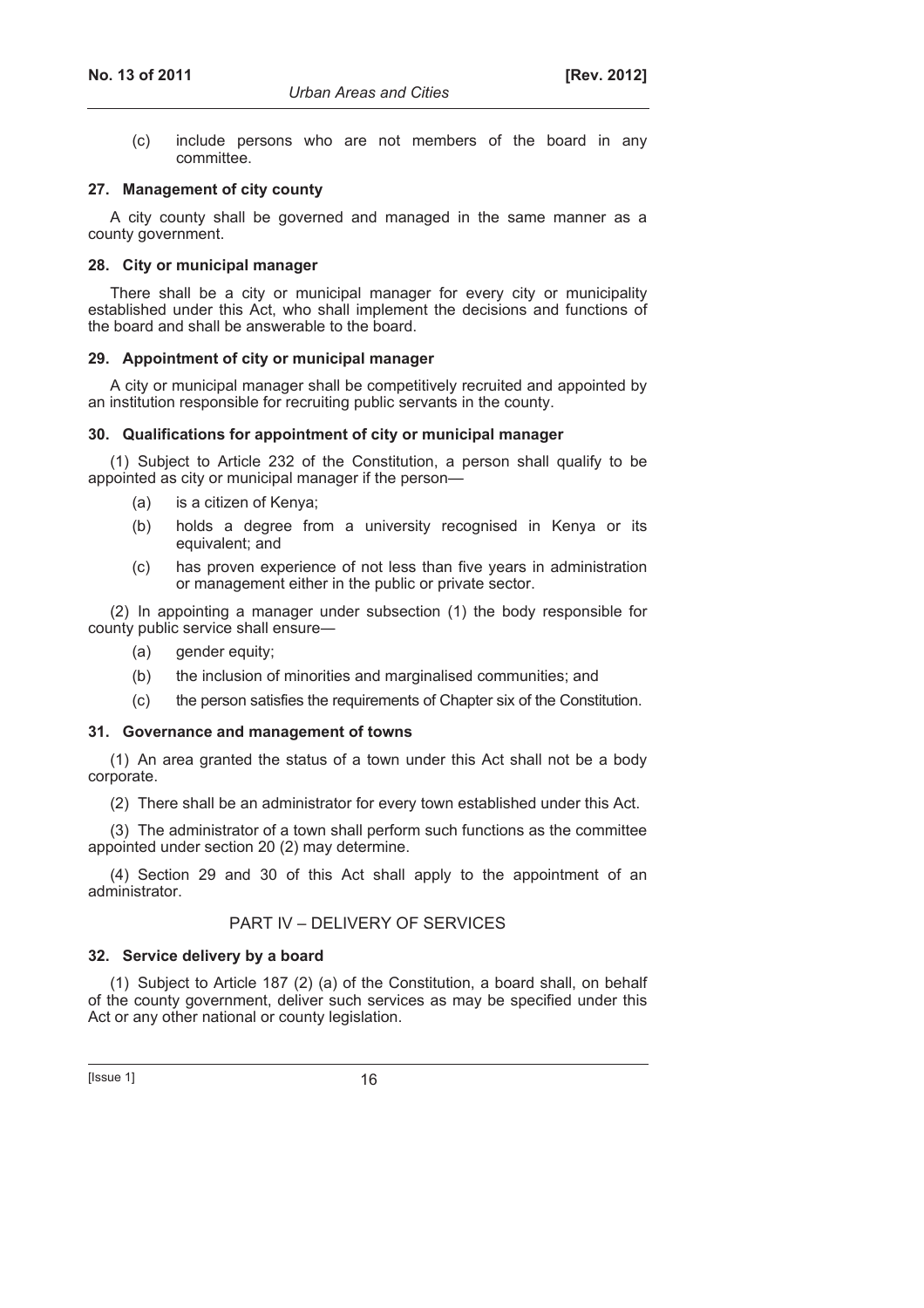(c) include persons who are not members of the board in any committee.

**27. Management of city county**

A city county shall be governed and managed in the same manner as a county government.

**28. City or municipal manager**

There shall be a city or municipal manager for every city or municipality established under this Act, who shall implement the decisions and functions of the board and shall be answerable to the board.

**29. Appointment of city or municipal manager**

A city or municipal manager shall be competitively recruited and appointed by an institution responsible for recruiting public servants in the county.

**30. Qualifications for appointment of city or municipal manager**

(1) Subject to Article 232 of the Constitution, a person shall qualify to be appointed as city or municipal manager if the person—

(a) is a citizen of Kenya;

(b) holds a degree from a university recognised in Kenya or its equivalent; and

(c) has proven experience of not less than five years in administration or management either in the public or private sector.

(2) In appointing a manager under subsection (1) the body responsible for county public service shall ensure—

(a) gender equity;

(b) the inclusion of minorities and marginalised communities; and

(c) the person satisfies the requirements of Chapter six of the Constitution.

**31. Governance and management of towns**

(1) An area granted the status of a town under this Act shall not be a body corporate.

(2) There shall be an administrator for every town established under this Act.

(3) The administrator of a town shall perform such functions as the committee appointed under section 20 (2) may determine.

(4) Section 29 and 30 of this Act shall apply to the appointment of an administrator.

## PART IV – DELIVERY OF SERVICES

**32. Service delivery by a board**

(1) Subject to Article 187 (2) (a) of the Constitution, a board shall, on behalf of the county government, deliver such services as may be specified under this Act or any other national or county legislation.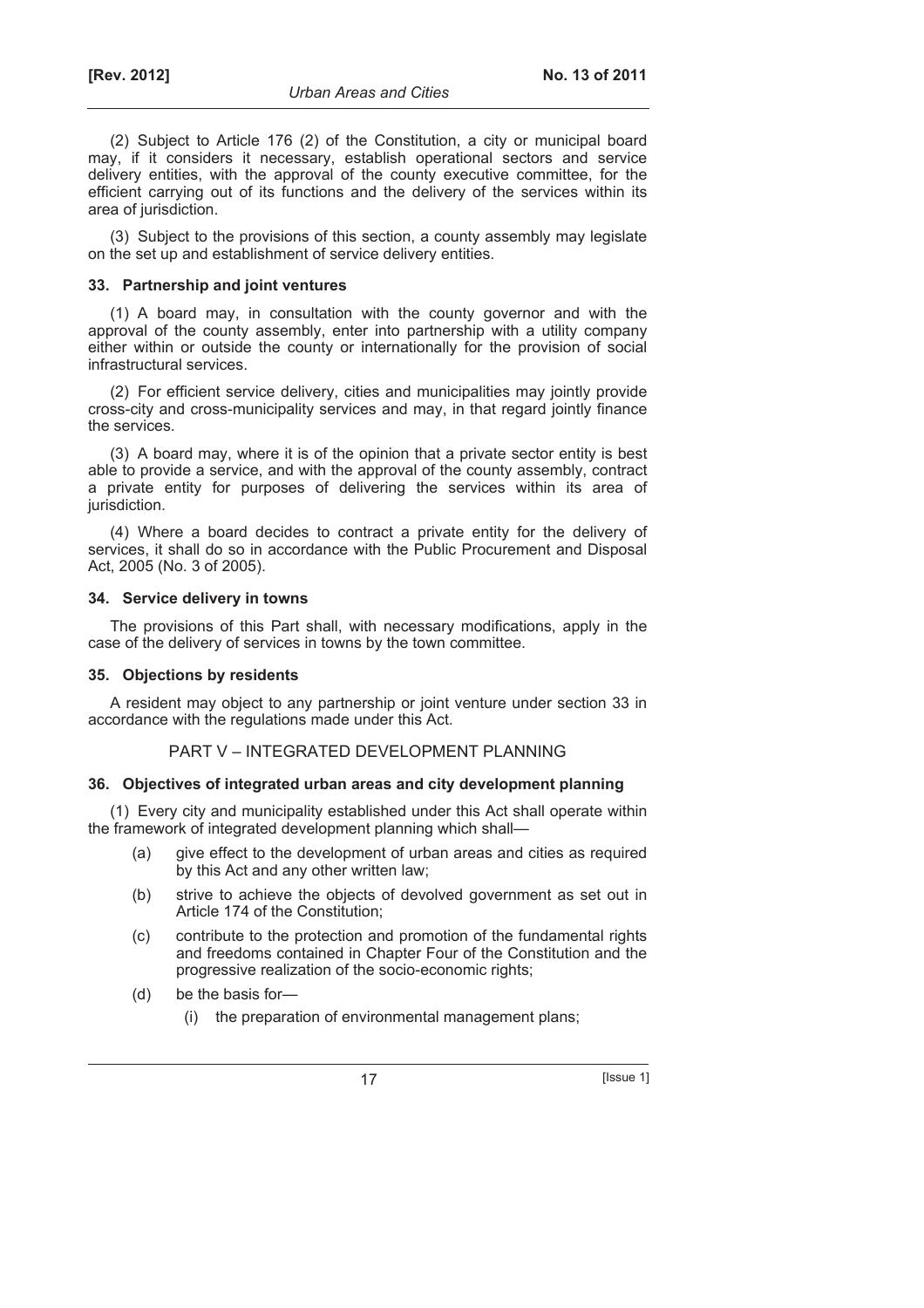(2) Subject to Article 176 (2) of the Constitution, a city or municipal board may, if it considers it necessary, establish operational sectors and service delivery entities, with the approval of the county executive committee, for the efficient carrying out of its functions and the delivery of the services within its area of jurisdiction.

(3) Subject to the provisions of this section, a county assembly may legislate on the set up and establishment of service delivery entities.

### 33. Partnership and joint ventures

(1) A board may, in consultation with the county governor and with the approval of the county assembly, enter into partnership with a utility company either within or outside the county or internationally for the provision of social infrastructural services.

(2) For efficient service delivery, cities and municipalities may jointly provide cross-city and cross-municipality services and may, in that regard jointly finance the services.

(3) A board may, where it is of the opinion that a private sector entity is best able to provide a service, and with the approval of the county assembly, contract a private entity for purposes of delivering the services within its area of jurisdiction.

(4) Where a board decides to contract a private entity for the delivery of services, it shall do so in accordance with the Public Procurement and Disposal Act, 2005 (No. 3 of 2005).

### 34. Service delivery in towns

The provisions of this Part shall, with necessary modifications, apply in the case of the delivery of services in towns by the town committee.

### 35. Objections by residents

A resident may object to any partnership or joint venture under section 33 in accordance with the regulations made under this Act.

## PART V – INTEGRATED DEVELOPMENT PLANNING

### 36. Objectives of integrated urban areas and city development planning

(1) Every city and municipality established under this Act shall operate within the framework of integrated development planning which shall—

- (a) give effect to the development of urban areas and cities as required by this Act and any other written law;
- (b) strive to achieve the objects of devolved government as set out in Article 174 of the Constitution;
- (c) contribute to the protection and promotion of the fundamental rights and freedoms contained in Chapter Four of the Constitution and the progressive realization of the socio-economic rights;
- (d) be the basis for—
  - (i) the preparation of environmental management plans;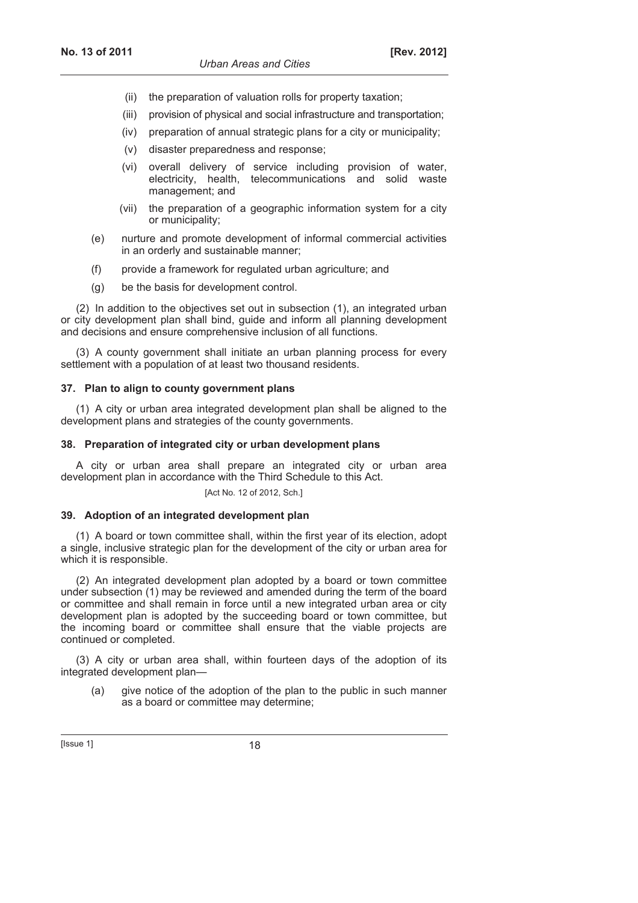(ii) the preparation of valuation rolls for property taxation;

(iii) provision of physical and social infrastructure and transportation;

(iv) preparation of annual strategic plans for a city or municipality;

(v) disaster preparedness and response;

(vi) overall delivery of service including provision of water, electricity, health, telecommunications and solid waste management; and

(vii) the preparation of a geographic information system for a city or municipality;

(e) nurture and promote development of informal commercial activities in an orderly and sustainable manner;

(f) provide a framework for regulated urban agriculture; and

(g) be the basis for development control.

(2) In addition to the objectives set out in subsection (1), an integrated urban or city development plan shall bind, guide and inform all planning development and decisions and ensure comprehensive inclusion of all functions.

(3) A county government shall initiate an urban planning process for every settlement with a population of at least two thousand residents.

**37. Plan to align to county government plans**

(1) A city or urban area integrated development plan shall be aligned to the development plans and strategies of the county governments.

**38. Preparation of integrated city or urban development plans**

A city or urban area shall prepare an integrated city or urban area development plan in accordance with the Third Schedule to this Act.

[Act No. 12 of 2012, Sch.]

**39. Adoption of an integrated development plan**

(1) A board or town committee shall, within the first year of its election, adopt a single, inclusive strategic plan for the development of the city or urban area for which it is responsible.

(2) An integrated development plan adopted by a board or town committee under subsection (1) may be reviewed and amended during the term of the board or committee and shall remain in force until a new integrated urban area or city development plan is adopted by the succeeding board or town committee, but the incoming board or committee shall ensure that the viable projects are continued or completed.

(3) A city or urban area shall, within fourteen days of the adoption of its integrated development plan—

(a) give notice of the adoption of the plan to the public in such manner as a board or committee may determine;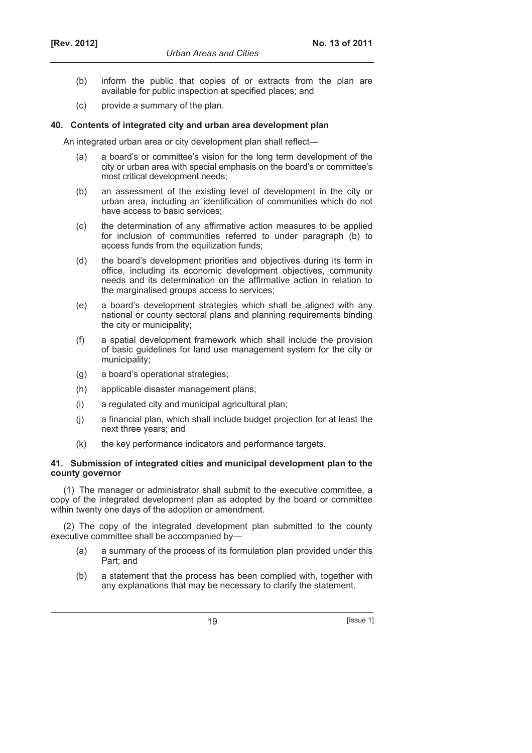(b) inform the public that copies of or extracts from the plan are available for public inspection at specified places; and

(c) provide a summary of the plan.

**40. Contents of integrated city and urban area development plan**

An integrated urban area or city development plan shall reflect—

(a) a board's or committee's vision for the long term development of the city or urban area with special emphasis on the board's or committee's most critical development needs;

(b) an assessment of the existing level of development in the city or urban area, including an identification of communities which do not have access to basic services;

(c) the determination of any affirmative action measures to be applied for inclusion of communities referred to under paragraph (b) to access funds from the equilization funds;

(d) the board's development priorities and objectives during its term in office, including its economic development objectives, community needs and its determination on the affirmative action in relation to the marginalised groups access to services;

(e) a board's development strategies which shall be aligned with any national or county sectoral plans and planning requirements binding the city or municipality;

(f) a spatial development framework which shall include the provision of basic guidelines for land use management system for the city or municipality;

(g) a board's operational strategies;

(h) applicable disaster management plans;

(i) a regulated city and municipal agricultural plan;

(j) a financial plan, which shall include budget projection for at least the next three years; and

(k) the key performance indicators and performance targets.

**41. Submission of integrated cities and municipal development plan to the county governor**

(1) The manager or administrator shall submit to the executive committee, a copy of the integrated development plan as adopted by the board or committee within twenty one days of the adoption or amendment.

(2) The copy of the integrated development plan submitted to the county executive committee shall be accompanied by—

(a) a summary of the process of its formulation plan provided under this Part; and

(b) a statement that the process has been complied with, together with any explanations that may be necessary to clarify the statement.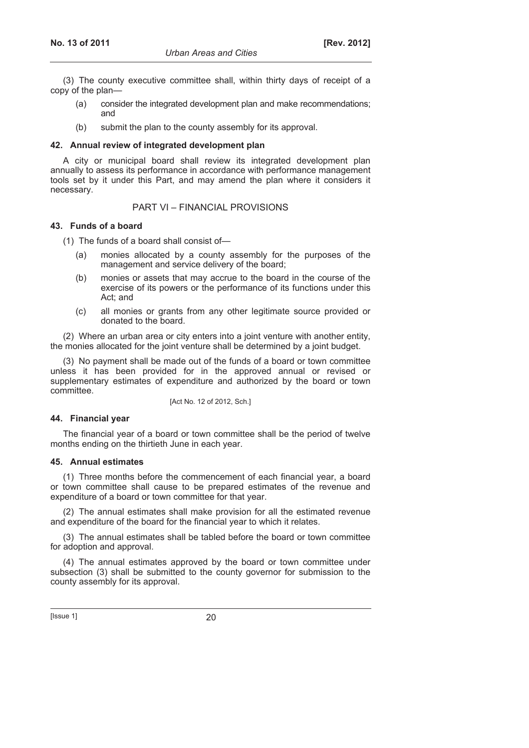(3) The county executive committee shall, within thirty days of receipt of a copy of the plan—

- (a) consider the integrated development plan and make recommendations; and
- (b) submit the plan to the county assembly for its approval.

### 42. Annual review of integrated development plan

A city or municipal board shall review its integrated development plan annually to assess its performance in accordance with performance management tools set by it under this Part, and may amend the plan where it considers it necessary.

## PART VI – FINANCIAL PROVISIONS

### 43. Funds of a board

(1) The funds of a board shall consist of—

- (a) monies allocated by a county assembly for the purposes of the management and service delivery of the board;
- (b) monies or assets that may accrue to the board in the course of the exercise of its powers or the performance of its functions under this Act; and
- (c) all monies or grants from any other legitimate source provided or donated to the board.

(2) Where an urban area or city enters into a joint venture with another entity, the monies allocated for the joint venture shall be determined by a joint budget.

(3) No payment shall be made out of the funds of a board or town committee unless it has been provided for in the approved annual or revised or supplementary estimates of expenditure and authorized by the board or town committee.

[Act No. 12 of 2012, Sch.]

### 44. Financial year

The financial year of a board or town committee shall be the period of twelve months ending on the thirtieth June in each year.

### 45. Annual estimates

(1) Three months before the commencement of each financial year, a board or town committee shall cause to be prepared estimates of the revenue and expenditure of a board or town committee for that year.

(2) The annual estimates shall make provision for all the estimated revenue and expenditure of the board for the financial year to which it relates.

(3) The annual estimates shall be tabled before the board or town committee for adoption and approval.

(4) The annual estimates approved by the board or town committee under subsection (3) shall be submitted to the county governor for submission to the county assembly for its approval.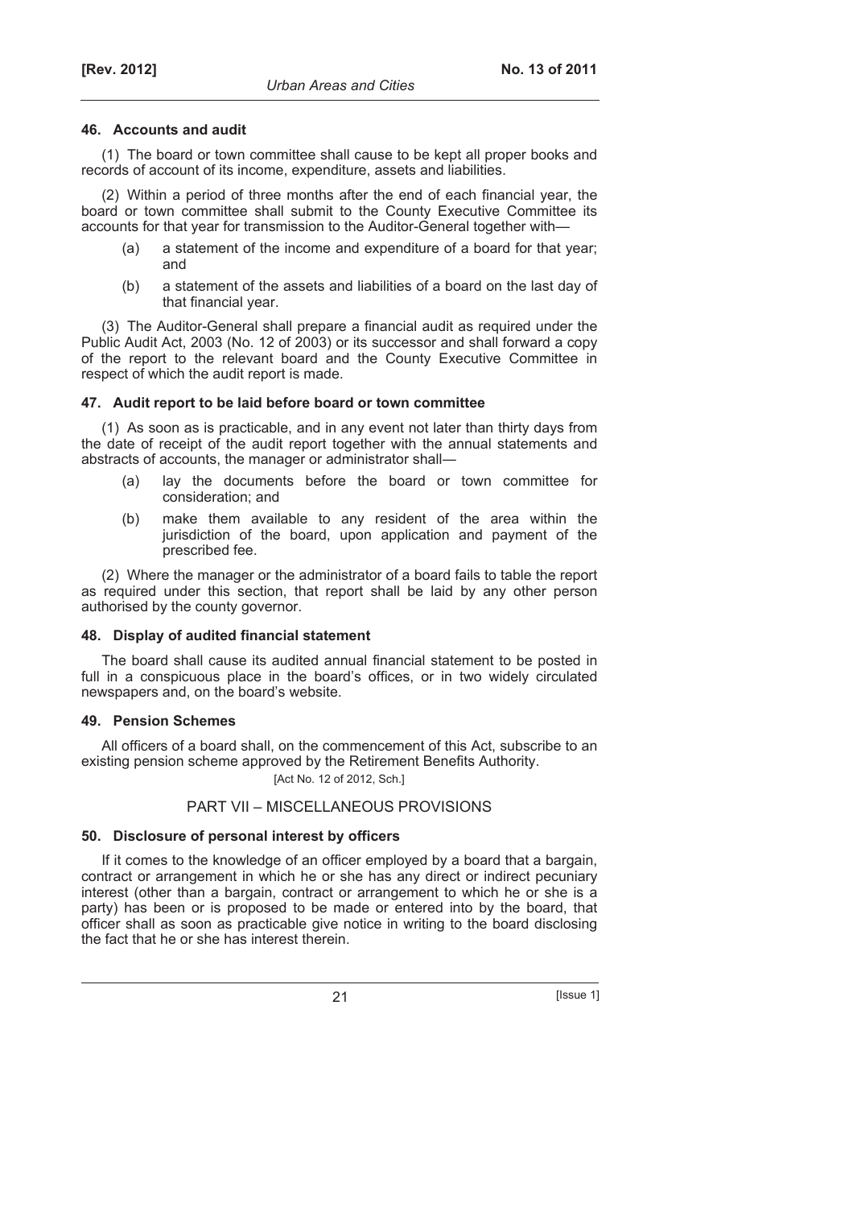### 46. Accounts and audit

(1) The board or town committee shall cause to be kept all proper books and records of account of its income, expenditure, assets and liabilities.

(2) Within a period of three months after the end of each financial year, the board or town committee shall submit to the County Executive Committee its accounts for that year for transmission to the Auditor-General together with—

- (a) a statement of the income and expenditure of a board for that year; and
- (b) a statement of the assets and liabilities of a board on the last day of that financial year.

(3) The Auditor-General shall prepare a financial audit as required under the Public Audit Act, 2003 (No. 12 of 2003) or its successor and shall forward a copy of the report to the relevant board and the County Executive Committee in respect of which the audit report is made.

### 47. Audit report to be laid before board or town committee

(1) As soon as is practicable, and in any event not later than thirty days from the date of receipt of the audit report together with the annual statements and abstracts of accounts, the manager or administrator shall—

- (a) lay the documents before the board or town committee for consideration; and
- (b) make them available to any resident of the area within the jurisdiction of the board, upon application and payment of the prescribed fee.

(2) Where the manager or the administrator of a board fails to table the report as required under this section, that report shall be laid by any other person authorised by the county governor.

### 48. Display of audited financial statement

The board shall cause its audited annual financial statement to be posted in full in a conspicuous place in the board's offices, or in two widely circulated newspapers and, on the board's website.

### 49. Pension Schemes

All officers of a board shall, on the commencement of this Act, subscribe to an existing pension scheme approved by the Retirement Benefits Authority.

[Act No. 12 of 2012, Sch.]

## PART VII – MISCELLANEOUS PROVISIONS

### 50. Disclosure of personal interest by officers

If it comes to the knowledge of an officer employed by a board that a bargain, contract or arrangement in which he or she has any direct or indirect pecuniary interest (other than a bargain, contract or arrangement to which he or she is a party) has been or is proposed to be made or entered into by the board, that officer shall as soon as practicable give notice in writing to the board disclosing the fact that he or she has interest therein.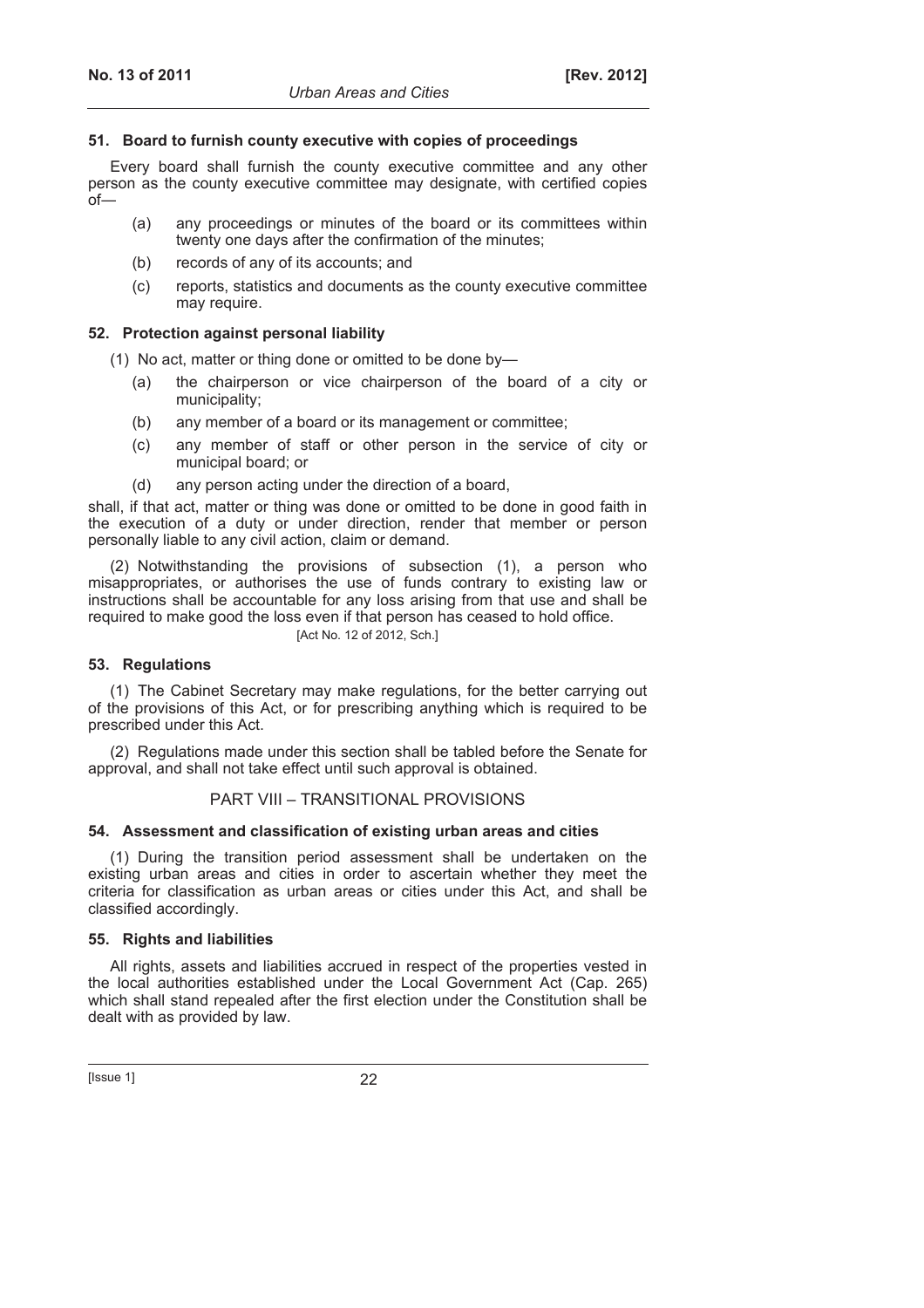**51. Board to furnish county executive with copies of proceedings**

Every board shall furnish the county executive committee and any other person as the county executive committee may designate, with certified copies of—

(a) any proceedings or minutes of the board or its committees within twenty one days after the confirmation of the minutes;

(b) records of any of its accounts; and

(c) reports, statistics and documents as the county executive committee may require.

**52. Protection against personal liability**

(1) No act, matter or thing done or omitted to be done by—

(a) the chairperson or vice chairperson of the board of a city or municipality;

(b) any member of a board or its management or committee;

(c) any member of staff or other person in the service of city or municipal board; or

(d) any person acting under the direction of a board,

shall, if that act, matter or thing was done or omitted to be done in good faith in the execution of a duty or under direction, render that member or person personally liable to any civil action, claim or demand.

(2) Notwithstanding the provisions of subsection (1), a person who misappropriates, or authorises the use of funds contrary to existing law or instructions shall be accountable for any loss arising from that use and shall be required to make good the loss even if that person has ceased to hold office.

[Act No. 12 of 2012, Sch.]

**53. Regulations**

(1) The Cabinet Secretary may make regulations, for the better carrying out of the provisions of this Act, or for prescribing anything which is required to be prescribed under this Act.

(2) Regulations made under this section shall be tabled before the Senate for approval, and shall not take effect until such approval is obtained.

## PART VIII – TRANSITIONAL PROVISIONS

**54. Assessment and classification of existing urban areas and cities**

(1) During the transition period assessment shall be undertaken on the existing urban areas and cities in order to ascertain whether they meet the criteria for classification as urban areas or cities under this Act, and shall be classified accordingly.

**55. Rights and liabilities**

All rights, assets and liabilities accrued in respect of the properties vested in the local authorities established under the Local Government Act (Cap. 265) which shall stand repealed after the first election under the Constitution shall be dealt with as provided by law.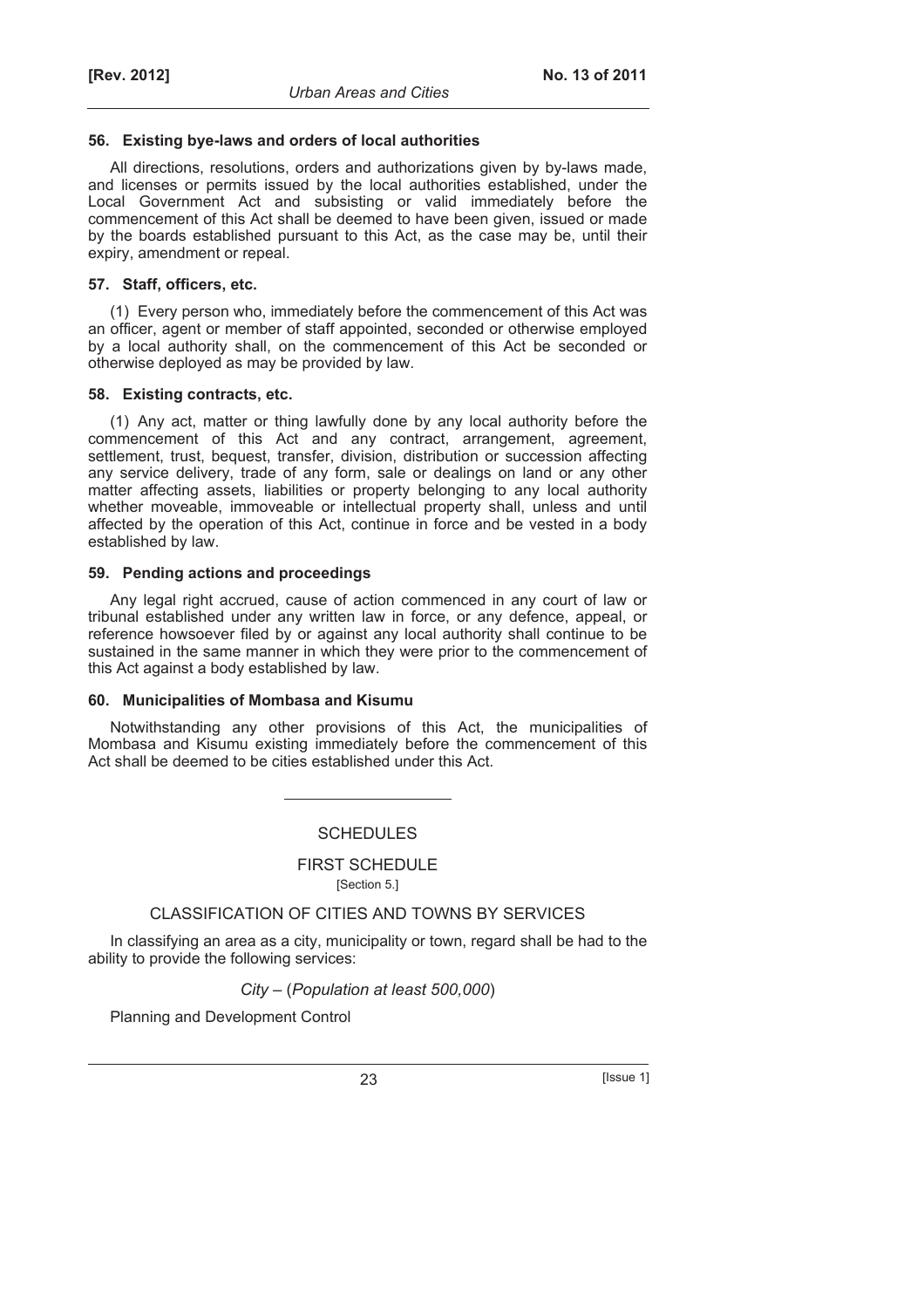### 56. Existing bye-laws and orders of local authorities

All directions, resolutions, orders and authorizations given by by-laws made, and licenses or permits issued by the local authorities established, under the Local Government Act and subsisting or valid immediately before the commencement of this Act shall be deemed to have been given, issued or made by the boards established pursuant to this Act, as the case may be, until their expiry, amendment or repeal.

### 57. Staff, officers, etc.

(1) Every person who, immediately before the commencement of this Act was an officer, agent or member of staff appointed, seconded or otherwise employed by a local authority shall, on the commencement of this Act be seconded or otherwise deployed as may be provided by law.

### 58. Existing contracts, etc.

(1) Any act, matter or thing lawfully done by any local authority before the commencement of this Act and any contract, arrangement, agreement, settlement, trust, bequest, transfer, division, distribution or succession affecting any service delivery, trade of any form, sale or dealings on land or any other matter affecting assets, liabilities or property belonging to any local authority whether moveable, immoveable or intellectual property shall, unless and until affected by the operation of this Act, continue in force and be vested in a body established by law.

### 59. Pending actions and proceedings

Any legal right accrued, cause of action commenced in any court of law or tribunal established under any written law in force, or any defence, appeal, or reference howsoever filed by or against any local authority shall continue to be sustained in the same manner in which they were prior to the commencement of this Act against a body established by law.

### 60. Municipalities of Mombasa and Kisumu

Notwithstanding any other provisions of this Act, the municipalities of Mombasa and Kisumu existing immediately before the commencement of this Act shall be deemed to be cities established under this Act.

---

## SCHEDULES

## FIRST SCHEDULE

[Section 5.]

### CLASSIFICATION OF CITIES AND TOWNS BY SERVICES

In classifying an area as a city, municipality or town, regard shall be had to the ability to provide the following services:

*City* – (*Population at least 500,000*)

Planning and Development Control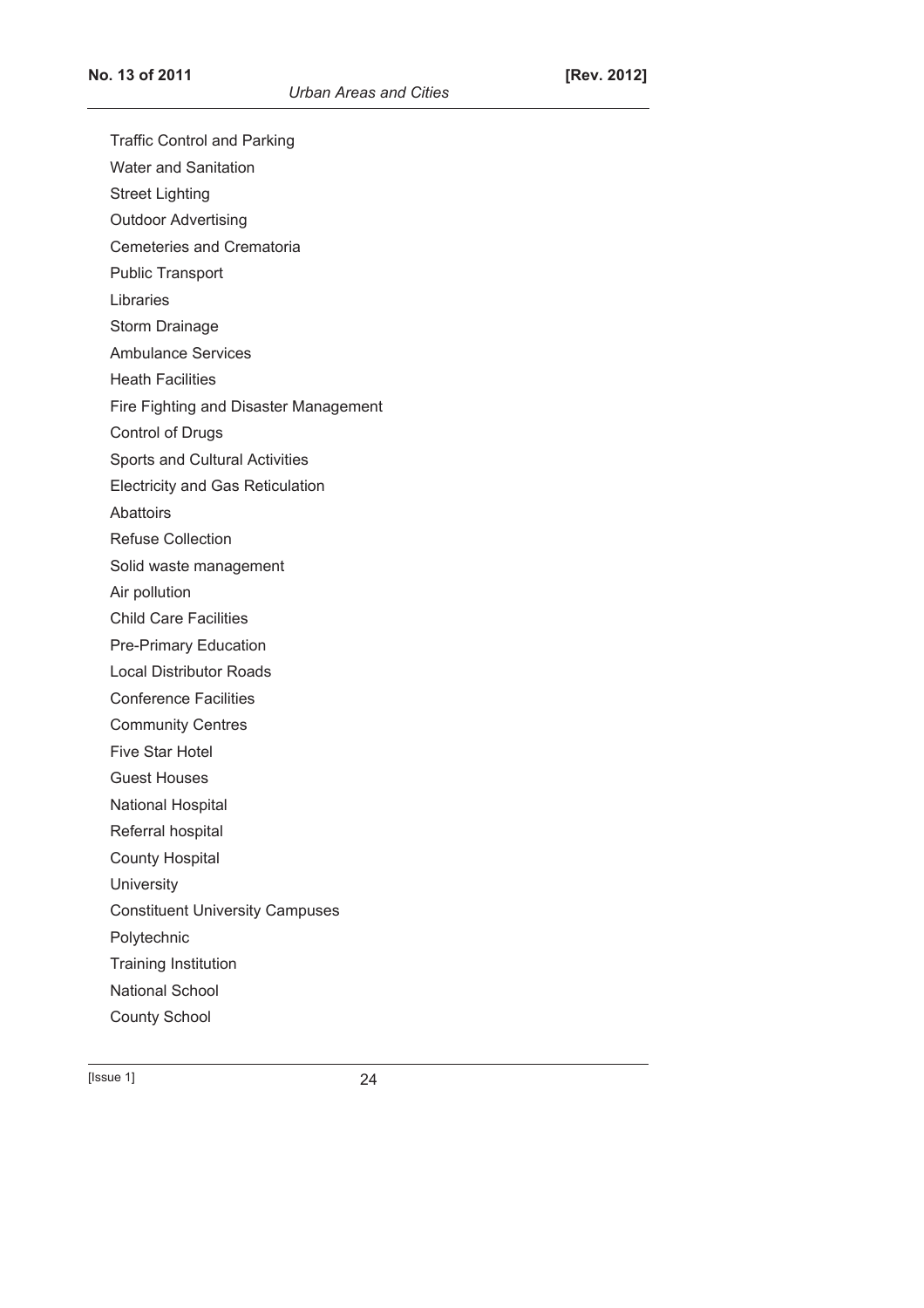Traffic Control and Parking

Water and Sanitation

Street Lighting

Outdoor Advertising

Cemeteries and Crematoria

Public Transport

Libraries

Storm Drainage

Ambulance Services

Heath Facilities

Fire Fighting and Disaster Management

Control of Drugs

Sports and Cultural Activities

Electricity and Gas Reticulation

Abattoirs

Refuse Collection

Solid waste management

Air pollution

Child Care Facilities

Pre-Primary Education

Local Distributor Roads

Conference Facilities

Community Centres

Five Star Hotel

Guest Houses

National Hospital

Referral hospital

County Hospital

University

Constituent University Campuses

Polytechnic

Training Institution

National School

County School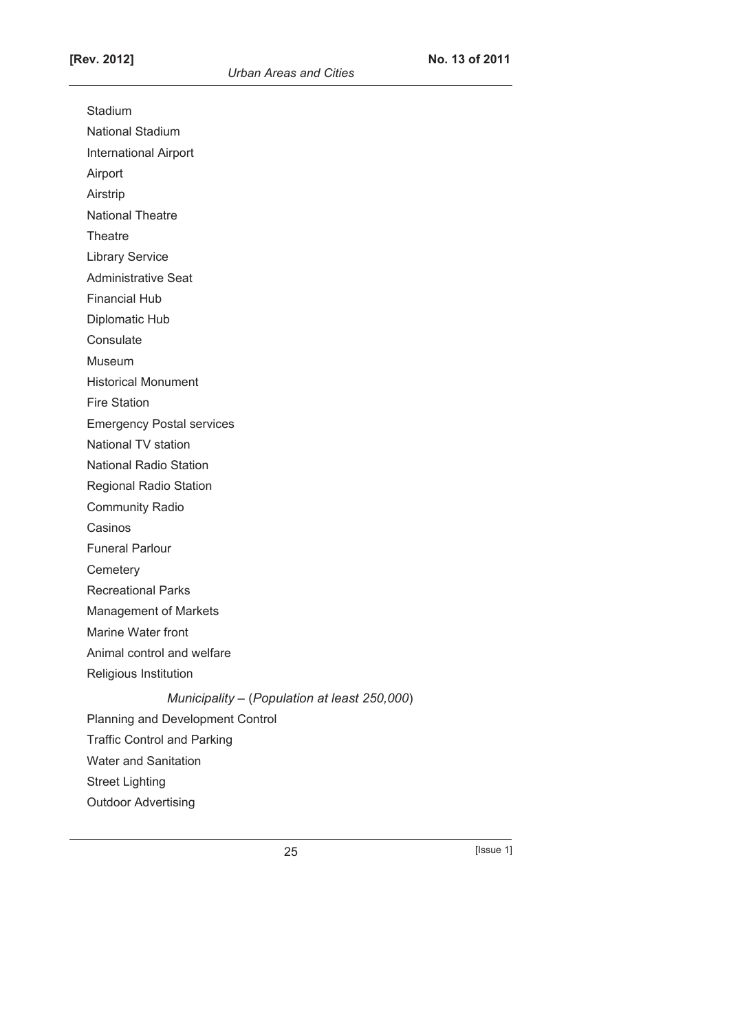Stadium

National Stadium

International Airport

Airport

Airstrip

National Theatre

Theatre

Library Service

Administrative Seat

Financial Hub

Diplomatic Hub

Consulate

Museum

Historical Monument

Fire Station

Emergency Postal services

National TV station

National Radio Station

Regional Radio Station

Community Radio

Casinos

Funeral Parlour

Cemetery

Recreational Parks

Management of Markets

Marine Water front

Animal control and welfare

Religious Institution

*Municipality* – (*Population at least 250,000*)

Planning and Development Control

Traffic Control and Parking

Water and Sanitation

Street Lighting

Outdoor Advertising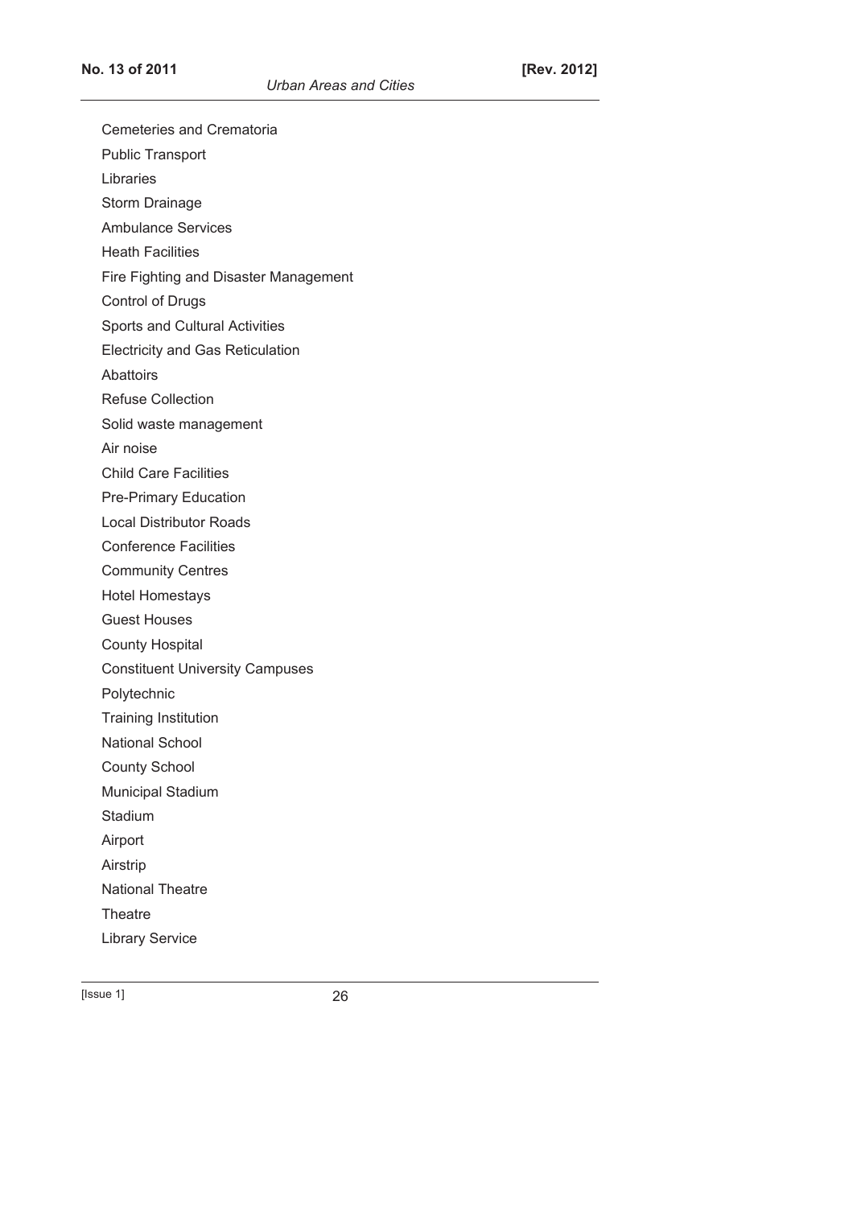Cemeteries and Crematoria

Public Transport

Libraries

Storm Drainage

Ambulance Services

Heath Facilities

Fire Fighting and Disaster Management

Control of Drugs

Sports and Cultural Activities

Electricity and Gas Reticulation

Abattoirs

Refuse Collection

Solid waste management

Air noise

Child Care Facilities

Pre-Primary Education

Local Distributor Roads

Conference Facilities

Community Centres

Hotel Homestays

Guest Houses

County Hospital

Constituent University Campuses

Polytechnic

Training Institution

National School

County School

Municipal Stadium

Stadium

Airport

Airstrip

National Theatre

Theatre

Library Service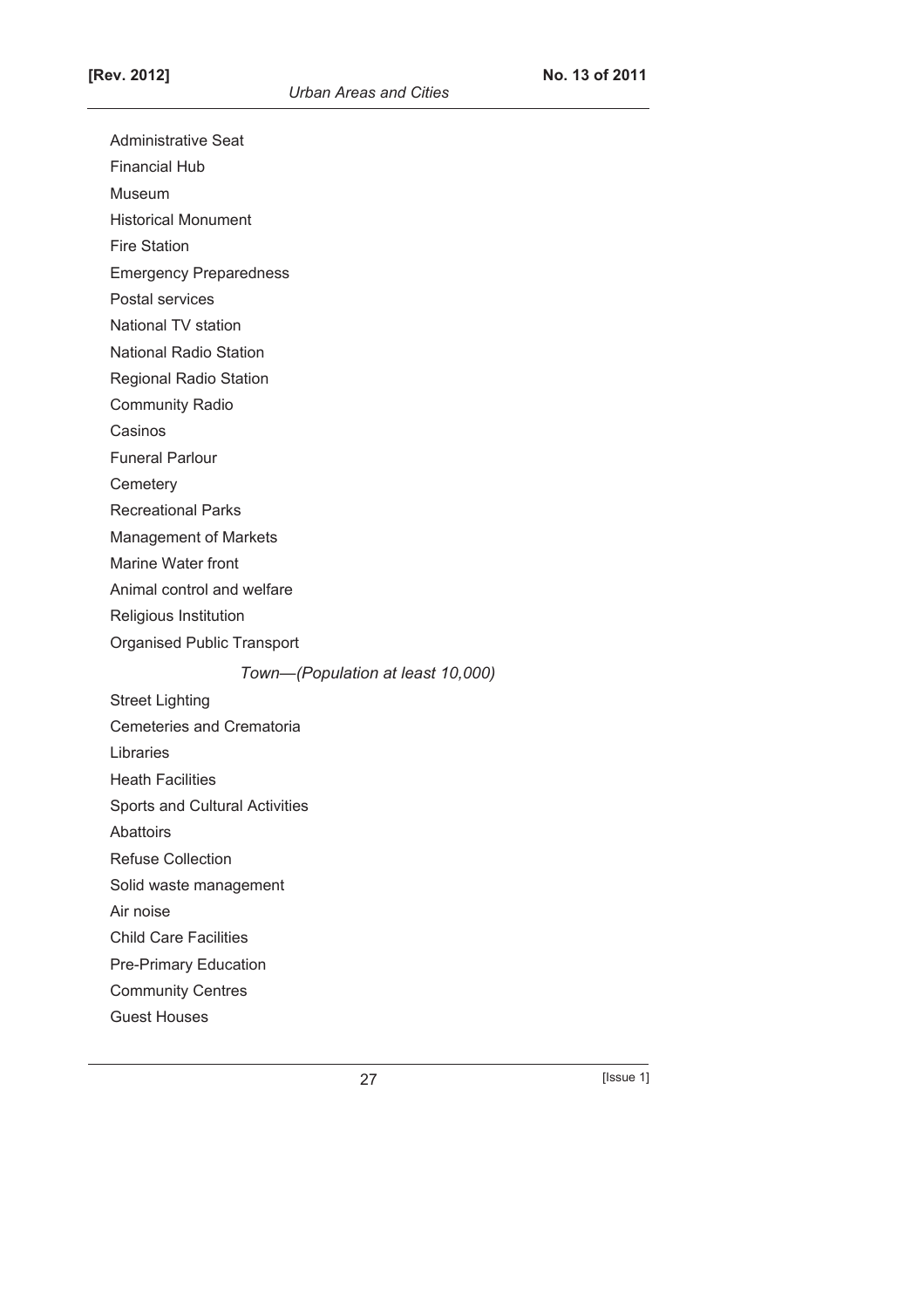Administrative Seat

Financial Hub

Museum

Historical Monument

Fire Station

Emergency Preparedness

Postal services

National TV station

National Radio Station

Regional Radio Station

Community Radio

Casinos

Funeral Parlour

Cemetery

Recreational Parks

Management of Markets

Marine Water front

Animal control and welfare

Religious Institution

Organised Public Transport

*Town—(Population at least 10,000)*

Street Lighting

Cemeteries and Crematoria

Libraries

Heath Facilities

Sports and Cultural Activities

Abattoirs

Refuse Collection

Solid waste management

Air noise

Child Care Facilities

Pre-Primary Education

Community Centres

Guest Houses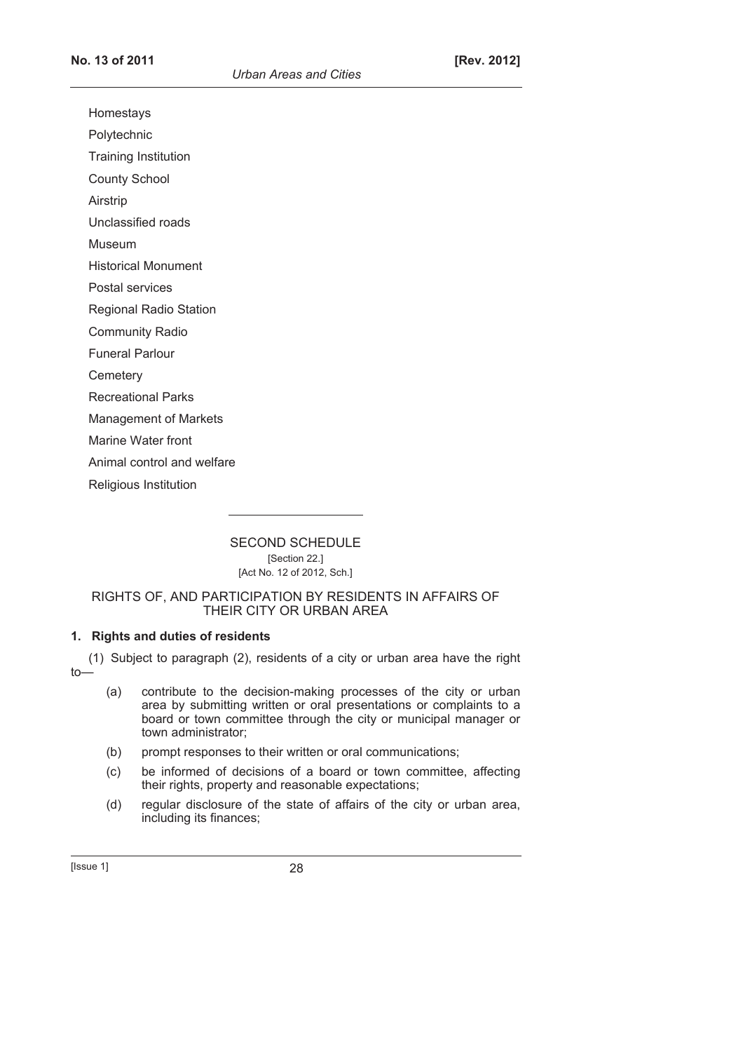Homestays

Polytechnic

Training Institution

County School

Airstrip

Unclassified roads

Museum

Historical Monument

Postal services

Regional Radio Station

Community Radio

Funeral Parlour

Cemetery

Recreational Parks

Management of Markets

Marine Water front

Animal control and welfare

Religious Institution

---

## SECOND SCHEDULE

[Section 22.]

[Act No. 12 of 2012, Sch.]

## RIGHTS OF, AND PARTICIPATION BY RESIDENTS IN AFFAIRS OF THEIR CITY OR URBAN AREA

### 1. Rights and duties of residents

(1) Subject to paragraph (2), residents of a city or urban area have the right to—

(a) contribute to the decision-making processes of the city or urban area by submitting written or oral presentations or complaints to a board or town committee through the city or municipal manager or town administrator;

(b) prompt responses to their written or oral communications;

(c) be informed of decisions of a board or town committee, affecting their rights, property and reasonable expectations;

(d) regular disclosure of the state of affairs of the city or urban area, including its finances;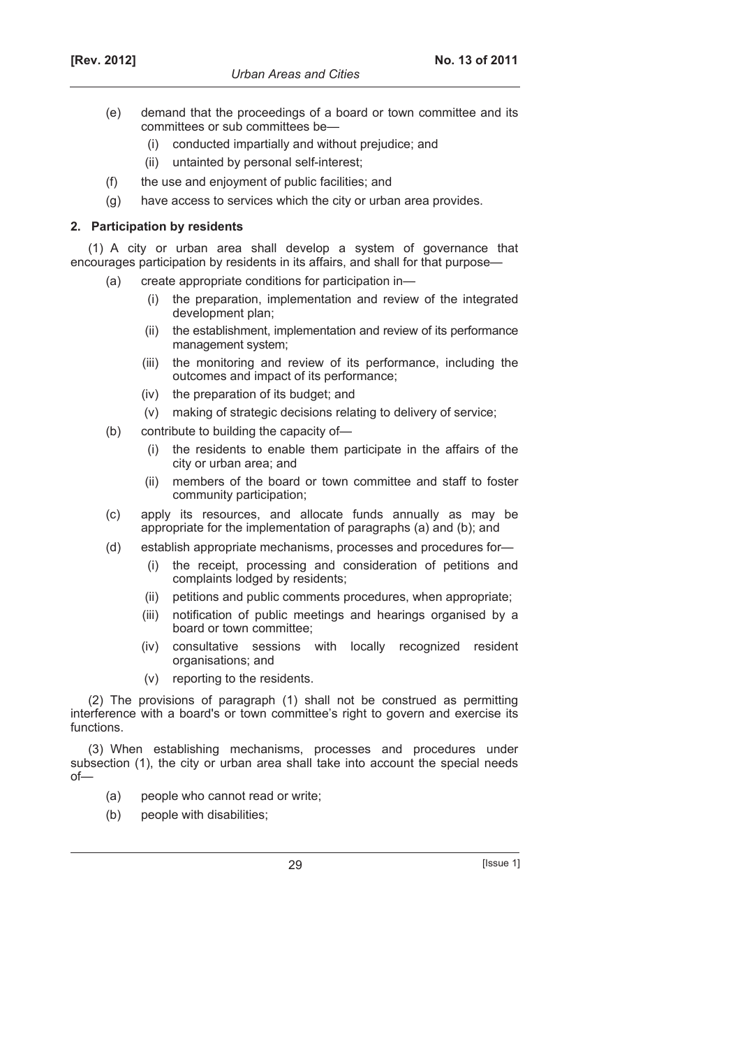(e) demand that the proceedings of a board or town committee and its committees or sub committees be—

  (i) conducted impartially and without prejudice; and

  (ii) untainted by personal self-interest;

(f) the use and enjoyment of public facilities; and

(g) have access to services which the city or urban area provides.

**2. Participation by residents**

(1) A city or urban area shall develop a system of governance that encourages participation by residents in its affairs, and shall for that purpose—

(a) create appropriate conditions for participation in—

  (i) the preparation, implementation and review of the integrated development plan;

  (ii) the establishment, implementation and review of its performance management system;

  (iii) the monitoring and review of its performance, including the outcomes and impact of its performance;

  (iv) the preparation of its budget; and

  (v) making of strategic decisions relating to delivery of service;

(b) contribute to building the capacity of—

  (i) the residents to enable them participate in the affairs of the city or urban area; and

  (ii) members of the board or town committee and staff to foster community participation;

(c) apply its resources, and allocate funds annually as may be appropriate for the implementation of paragraphs (a) and (b); and

(d) establish appropriate mechanisms, processes and procedures for—

  (i) the receipt, processing and consideration of petitions and complaints lodged by residents;

  (ii) petitions and public comments procedures, when appropriate;

  (iii) notification of public meetings and hearings organised by a board or town committee;

  (iv) consultative sessions with locally recognized resident organisations; and

  (v) reporting to the residents.

(2) The provisions of paragraph (1) shall not be construed as permitting interference with a board's or town committee's right to govern and exercise its functions.

(3) When establishing mechanisms, processes and procedures under subsection (1), the city or urban area shall take into account the special needs of—

(a) people who cannot read or write;

(b) people with disabilities;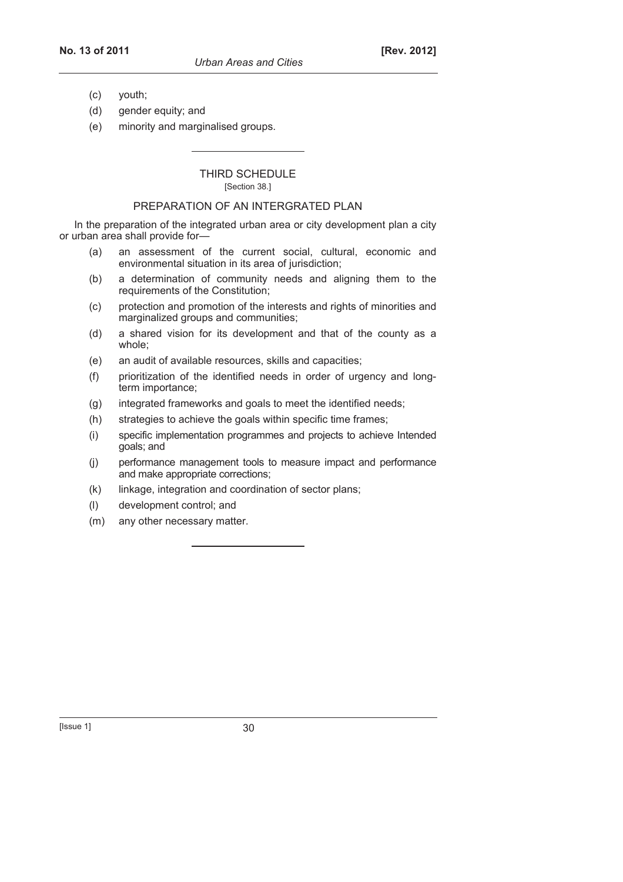(c) youth;

(d) gender equity; and

(e) minority and marginalised groups.

---

## THIRD SCHEDULE

[Section 38.]

### PREPARATION OF AN INTERGRATED PLAN

In the preparation of the integrated urban area or city development plan a city or urban area shall provide for—

(a) an assessment of the current social, cultural, economic and environmental situation in its area of jurisdiction;

(b) a determination of community needs and aligning them to the requirements of the Constitution;

(c) protection and promotion of the interests and rights of minorities and marginalized groups and communities;

(d) a shared vision for its development and that of the county as a whole;

(e) an audit of available resources, skills and capacities;

(f) prioritization of the identified needs in order of urgency and long-term importance;

(g) integrated frameworks and goals to meet the identified needs;

(h) strategies to achieve the goals within specific time frames;

(i) specific implementation programmes and projects to achieve Intended goals; and

(j) performance management tools to measure impact and performance and make appropriate corrections;

(k) linkage, integration and coordination of sector plans;

(l) development control; and

(m) any other necessary matter.